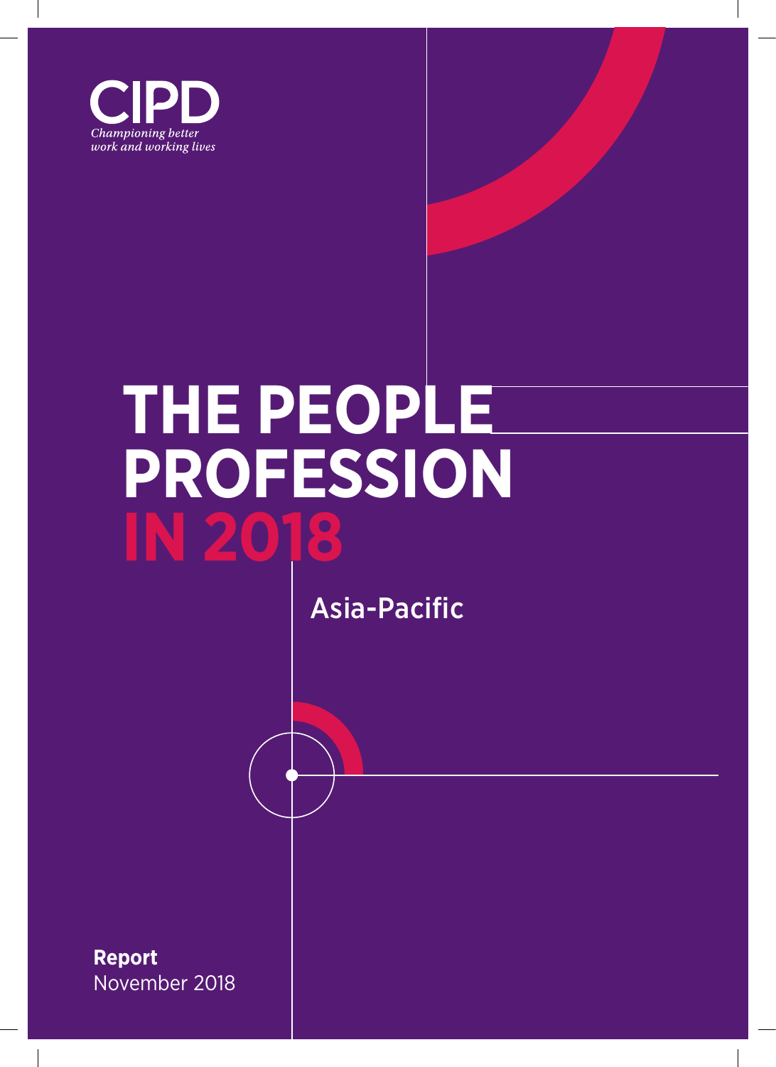CIPD

*Championing better work and working lives*

# THE PEOPLE PROFESSION IN 2018

## Asia-Pacific

**Report**
November 2018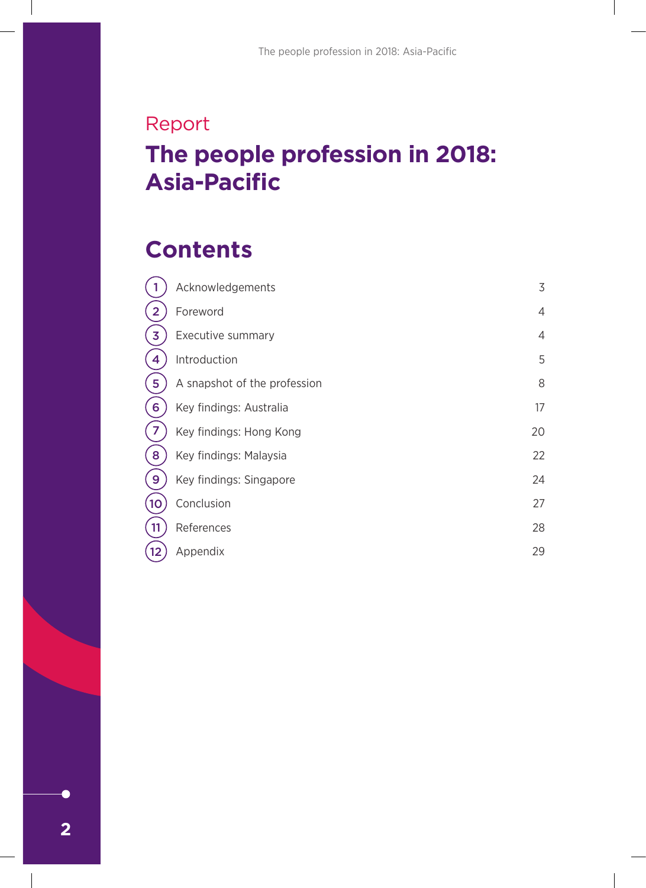Report

# The people profession in 2018: Asia-Pacific

## Contents

| | | |
|---|---|---|
| 1 | Acknowledgements | 3 |
| 2 | Foreword | 4 |
| 3 | Executive summary | 4 |
| 4 | Introduction | 5 |
| 5 | A snapshot of the profession | 8 |
| 6 | Key findings: Australia | 17 |
| 7 | Key findings: Hong Kong | 20 |
| 8 | Key findings: Malaysia | 22 |
| 9 | Key findings: Singapore | 24 |
| 10 | Conclusion | 27 |
| 11 | References | 28 |
| 12 | Appendix | 29 |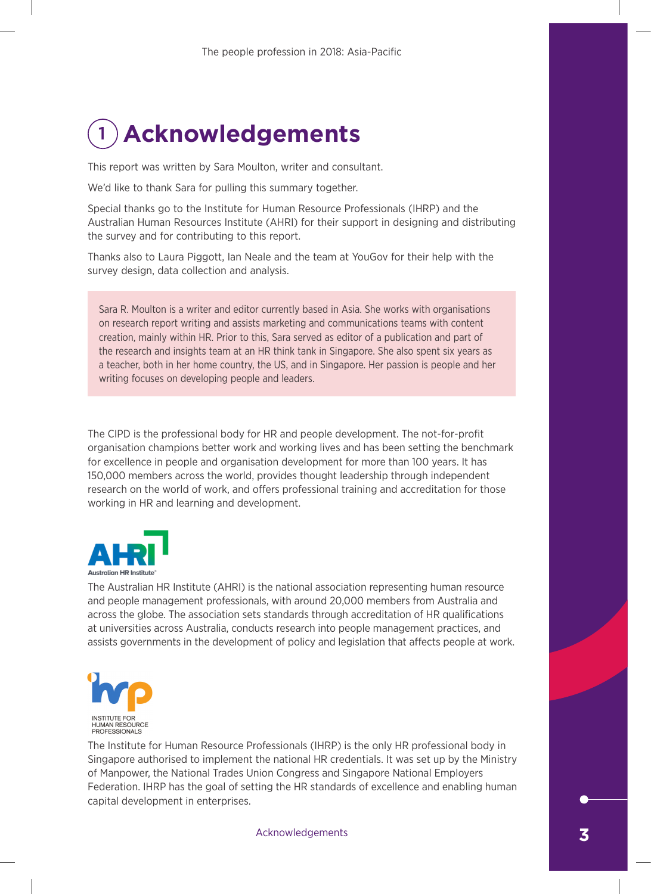# 1 Acknowledgements

This report was written by Sara Moulton, writer and consultant.

We'd like to thank Sara for pulling this summary together.

Special thanks go to the Institute for Human Resource Professionals (IHRP) and the Australian Human Resources Institute (AHRI) for their support in designing and distributing the survey and for contributing to this report.

Thanks also to Laura Piggott, Ian Neale and the team at YouGov for their help with the survey design, data collection and analysis.

Sara R. Moulton is a writer and editor currently based in Asia. She works with organisations on research report writing and assists marketing and communications teams with content creation, mainly within HR. Prior to this, Sara served as editor of a publication and part of the research and insights team at an HR think tank in Singapore. She also spent six years as a teacher, both in her home country, the US, and in Singapore. Her passion is people and her writing focuses on developing people and leaders.

The CIPD is the professional body for HR and people development. The not-for-profit organisation champions better work and working lives and has been setting the benchmark for excellence in people and organisation development for more than 100 years. It has 150,000 members across the world, provides thought leadership through independent research on the world of work, and offers professional training and accreditation for those working in HR and learning and development.

The Australian HR Institute (AHRI) is the national association representing human resource and people management professionals, with around 20,000 members from Australia and across the globe. The association sets standards through accreditation of HR qualifications at universities across Australia, conducts research into people management practices, and assists governments in the development of policy and legislation that affects people at work.

The Institute for Human Resource Professionals (IHRP) is the only HR professional body in Singapore authorised to implement the national HR credentials. It was set up by the Ministry of Manpower, the National Trades Union Congress and Singapore National Employers Federation. IHRP has the goal of setting the HR standards of excellence and enabling human capital development in enterprises.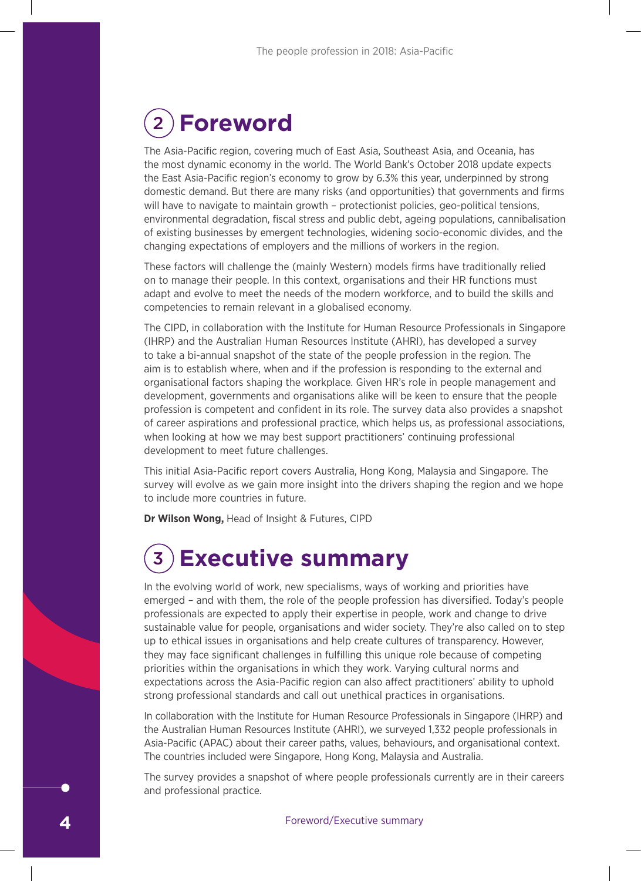# 2 Foreword

The Asia-Pacific region, covering much of East Asia, Southeast Asia, and Oceania, has the most dynamic economy in the world. The World Bank's October 2018 update expects the East Asia-Pacific region's economy to grow by 6.3% this year, underpinned by strong domestic demand. But there are many risks (and opportunities) that governments and firms will have to navigate to maintain growth – protectionist policies, geo-political tensions, environmental degradation, fiscal stress and public debt, ageing populations, cannibalisation of existing businesses by emergent technologies, widening socio-economic divides, and the changing expectations of employers and the millions of workers in the region.

These factors will challenge the (mainly Western) models firms have traditionally relied on to manage their people. In this context, organisations and their HR functions must adapt and evolve to meet the needs of the modern workforce, and to build the skills and competencies to remain relevant in a globalised economy.

The CIPD, in collaboration with the Institute for Human Resource Professionals in Singapore (IHRP) and the Australian Human Resources Institute (AHRI), has developed a survey to take a bi-annual snapshot of the state of the people profession in the region. The aim is to establish where, when and if the profession is responding to the external and organisational factors shaping the workplace. Given HR's role in people management and development, governments and organisations alike will be keen to ensure that the people profession is competent and confident in its role. The survey data also provides a snapshot of career aspirations and professional practice, which helps us, as professional associations, when looking at how we may best support practitioners' continuing professional development to meet future challenges.

This initial Asia-Pacific report covers Australia, Hong Kong, Malaysia and Singapore. The survey will evolve as we gain more insight into the drivers shaping the region and we hope to include more countries in future.

**Dr Wilson Wong,** Head of Insight & Futures, CIPD

# 3 Executive summary

In the evolving world of work, new specialisms, ways of working and priorities have emerged – and with them, the role of the people profession has diversified. Today's people professionals are expected to apply their expertise in people, work and change to drive sustainable value for people, organisations and wider society. They're also called on to step up to ethical issues in organisations and help create cultures of transparency. However, they may face significant challenges in fulfilling this unique role because of competing priorities within the organisations in which they work. Varying cultural norms and expectations across the Asia-Pacific region can also affect practitioners' ability to uphold strong professional standards and call out unethical practices in organisations.

In collaboration with the Institute for Human Resource Professionals in Singapore (IHRP) and the Australian Human Resources Institute (AHRI), we surveyed 1,332 people professionals in Asia-Pacific (APAC) about their career paths, values, behaviours, and organisational context. The countries included were Singapore, Hong Kong, Malaysia and Australia.

The survey provides a snapshot of where people professionals currently are in their careers and professional practice.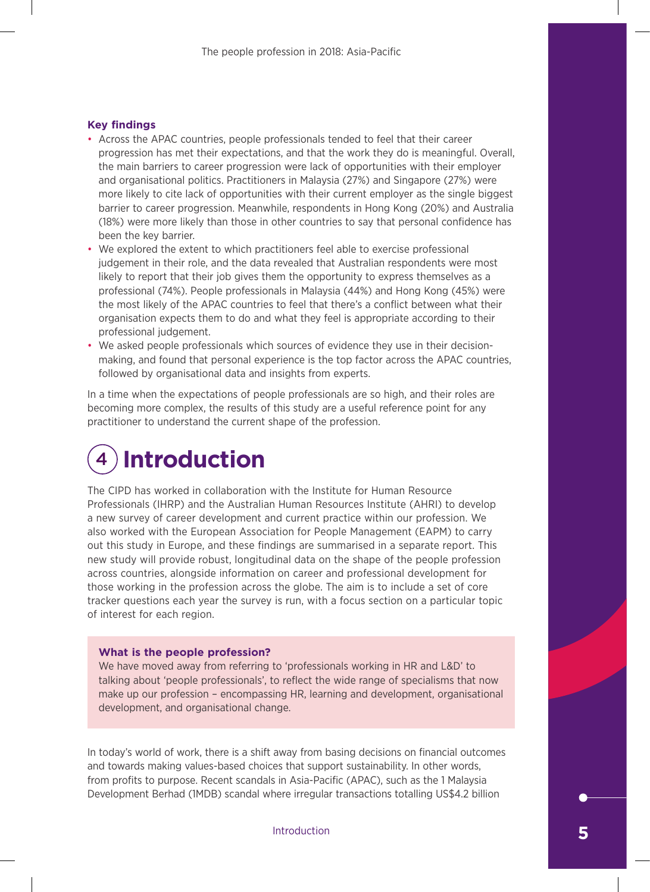**Key findings**

- Across the APAC countries, people professionals tended to feel that their career progression has met their expectations, and that the work they do is meaningful. Overall, the main barriers to career progression were lack of opportunities with their employer and organisational politics. Practitioners in Malaysia (27%) and Singapore (27%) were more likely to cite lack of opportunities with their current employer as the single biggest barrier to career progression. Meanwhile, respondents in Hong Kong (20%) and Australia (18%) were more likely than those in other countries to say that personal confidence has been the key barrier.
- We explored the extent to which practitioners feel able to exercise professional judgement in their role, and the data revealed that Australian respondents were most likely to report that their job gives them the opportunity to express themselves as a professional (74%). People professionals in Malaysia (44%) and Hong Kong (45%) were the most likely of the APAC countries to feel that there's a conflict between what their organisation expects them to do and what they feel is appropriate according to their professional judgement.
- We asked people professionals which sources of evidence they use in their decision-making, and found that personal experience is the top factor across the APAC countries, followed by organisational data and insights from experts.

In a time when the expectations of people professionals are so high, and their roles are becoming more complex, the results of this study are a useful reference point for any practitioner to understand the current shape of the profession.

# 4 Introduction

The CIPD has worked in collaboration with the Institute for Human Resource Professionals (IHRP) and the Australian Human Resources Institute (AHRI) to develop a new survey of career development and current practice within our profession. We also worked with the European Association for People Management (EAPM) to carry out this study in Europe, and these findings are summarised in a separate report. This new study will provide robust, longitudinal data on the shape of the people profession across countries, alongside information on career and professional development for those working in the profession across the globe. The aim is to include a set of core tracker questions each year the survey is run, with a focus section on a particular topic of interest for each region.

**What is the people profession?**

We have moved away from referring to 'professionals working in HR and L&D' to talking about 'people professionals', to reflect the wide range of specialisms that now make up our profession – encompassing HR, learning and development, organisational development, and organisational change.

In today's world of work, there is a shift away from basing decisions on financial outcomes and towards making values-based choices that support sustainability. In other words, from profits to purpose. Recent scandals in Asia-Pacific (APAC), such as the 1 Malaysia Development Berhad (1MDB) scandal where irregular transactions totalling US$4.2 billion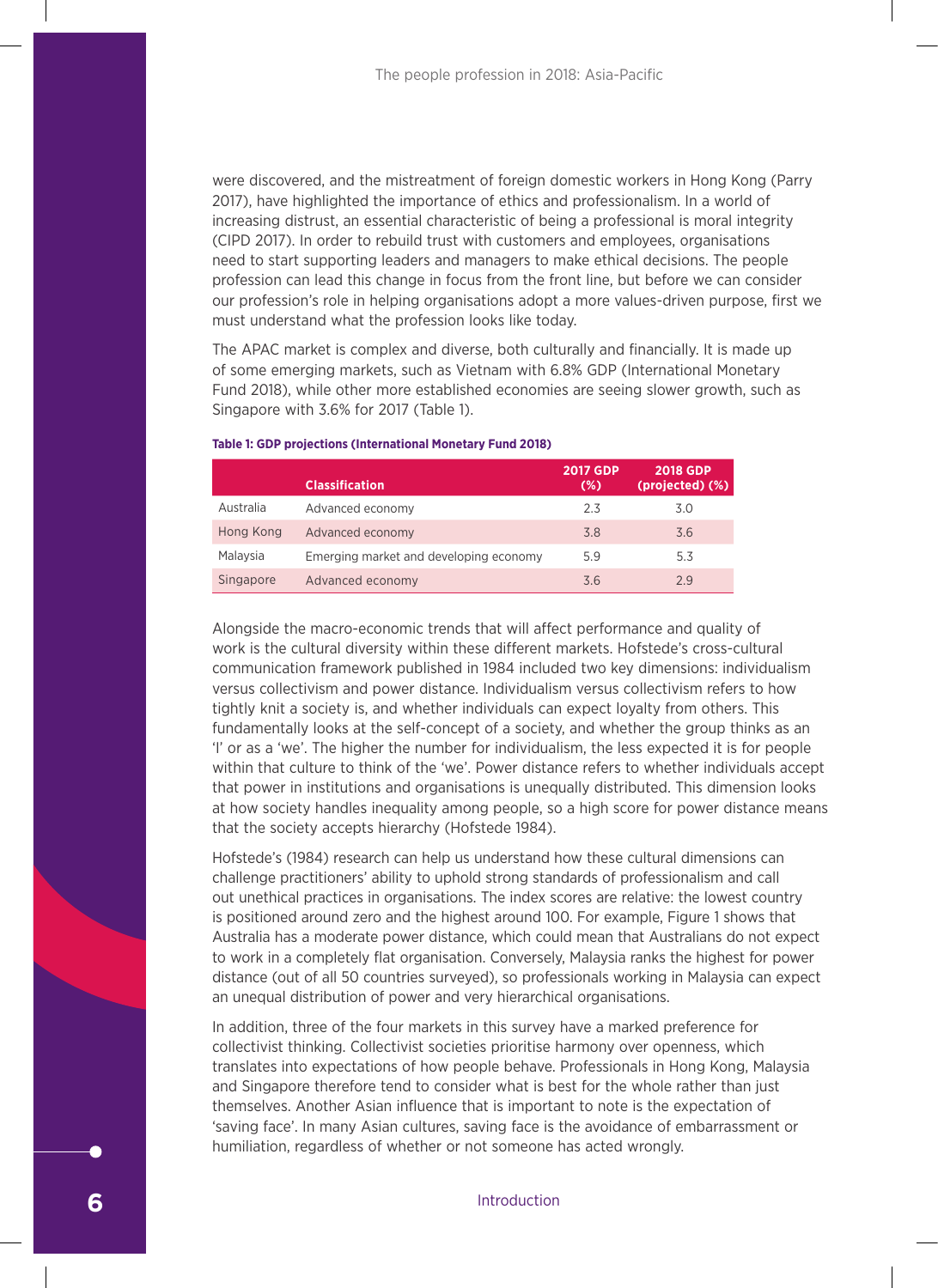were discovered, and the mistreatment of foreign domestic workers in Hong Kong (Parry 2017), have highlighted the importance of ethics and professionalism. In a world of increasing distrust, an essential characteristic of being a professional is moral integrity (CIPD 2017). In order to rebuild trust with customers and employees, organisations need to start supporting leaders and managers to make ethical decisions. The people profession can lead this change in focus from the front line, but before we can consider our profession's role in helping organisations adopt a more values-driven purpose, first we must understand what the profession looks like today.

The APAC market is complex and diverse, both culturally and financially. It is made up of some emerging markets, such as Vietnam with 6.8% GDP (International Monetary Fund 2018), while other more established economies are seeing slower growth, such as Singapore with 3.6% for 2017 (Table 1).

**Table 1: GDP projections (International Monetary Fund 2018)**

| | Classification | 2017 GDP (%) | 2018 GDP (projected) (%) |
|---|---|---|---|
| Australia | Advanced economy | 2.3 | 3.0 |
| Hong Kong | Advanced economy | 3.8 | 3.6 |
| Malaysia | Emerging market and developing economy | 5.9 | 5.3 |
| Singapore | Advanced economy | 3.6 | 2.9 |

Alongside the macro-economic trends that will affect performance and quality of work is the cultural diversity within these different markets. Hofstede's cross-cultural communication framework published in 1984 included two key dimensions: individualism versus collectivism and power distance. Individualism versus collectivism refers to how tightly knit a society is, and whether individuals can expect loyalty from others. This fundamentally looks at the self-concept of a society, and whether the group thinks as an 'I' or as a 'we'. The higher the number for individualism, the less expected it is for people within that culture to think of the 'we'. Power distance refers to whether individuals accept that power in institutions and organisations is unequally distributed. This dimension looks at how society handles inequality among people, so a high score for power distance means that the society accepts hierarchy (Hofstede 1984).

Hofstede's (1984) research can help us understand how these cultural dimensions can challenge practitioners' ability to uphold strong standards of professionalism and call out unethical practices in organisations. The index scores are relative: the lowest country is positioned around zero and the highest around 100. For example, Figure 1 shows that Australia has a moderate power distance, which could mean that Australians do not expect to work in a completely flat organisation. Conversely, Malaysia ranks the highest for power distance (out of all 50 countries surveyed), so professionals working in Malaysia can expect an unequal distribution of power and very hierarchical organisations.

In addition, three of the four markets in this survey have a marked preference for collectivist thinking. Collectivist societies prioritise harmony over openness, which translates into expectations of how people behave. Professionals in Hong Kong, Malaysia and Singapore therefore tend to consider what is best for the whole rather than just themselves. Another Asian influence that is important to note is the expectation of 'saving face'. In many Asian cultures, saving face is the avoidance of embarrassment or humiliation, regardless of whether or not someone has acted wrongly.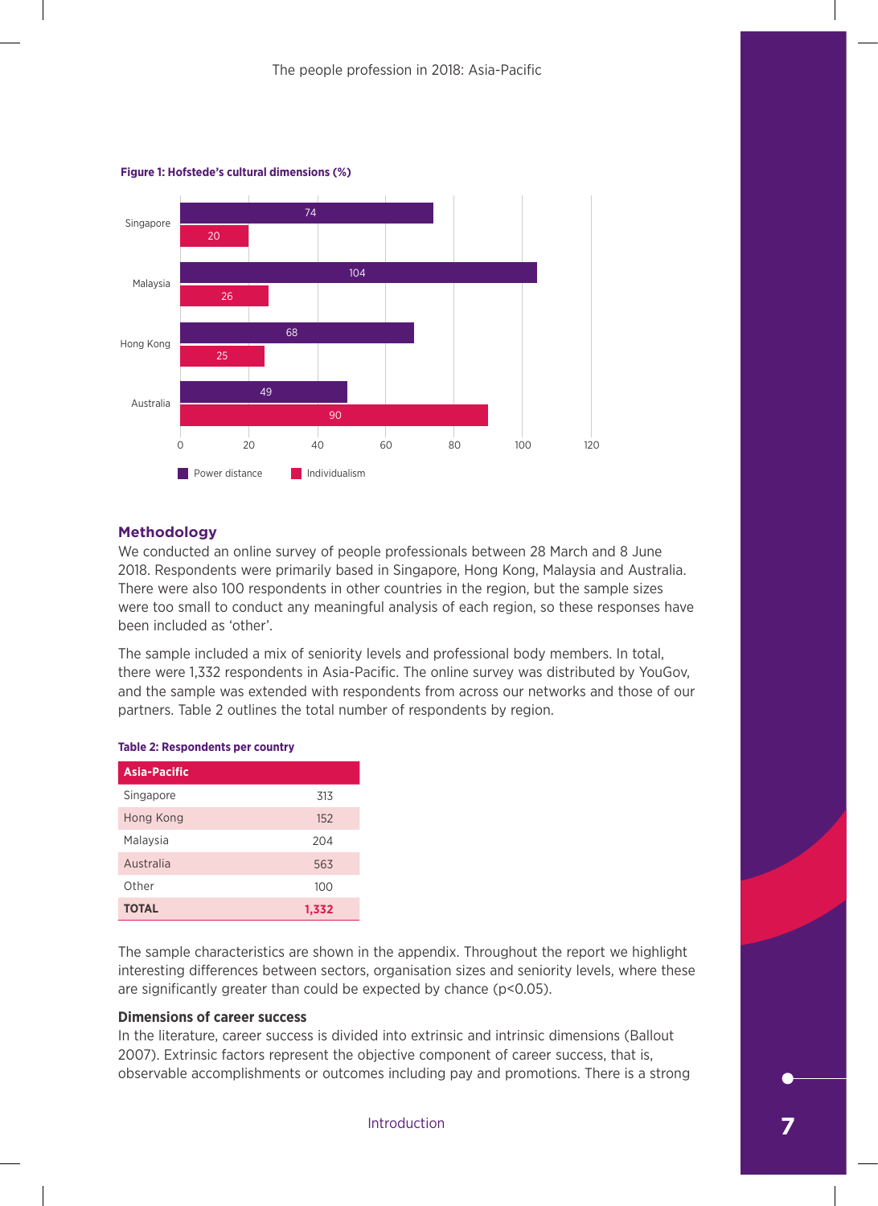**Figure 1: Hofstede's cultural dimensions (%)**

| Country | Power distance | Individualism |
|---|---|---|
| Singapore | 74 | 20 |
| Malaysia | 104 | 26 |
| Hong Kong | 68 | 25 |
| Australia | 49 | 90 |

## Methodology

We conducted an online survey of people professionals between 28 March and 8 June 2018. Respondents were primarily based in Singapore, Hong Kong, Malaysia and Australia. There were also 100 respondents in other countries in the region, but the sample sizes were too small to conduct any meaningful analysis of each region, so these responses have been included as 'other'.

The sample included a mix of seniority levels and professional body members. In total, there were 1,332 respondents in Asia-Pacific. The online survey was distributed by YouGov, and the sample was extended with respondents from across our networks and those of our partners. Table 2 outlines the total number of respondents by region.

**Table 2: Respondents per country**

| Asia-Pacific | |
|---|---|
| Singapore | 313 |
| Hong Kong | 152 |
| Malaysia | 204 |
| Australia | 563 |
| Other | 100 |
| **TOTAL** | **1,332** |

The sample characteristics are shown in the appendix. Throughout the report we highlight interesting differences between sectors, organisation sizes and seniority levels, where these are significantly greater than could be expected by chance ($p<0.05$).

### Dimensions of career success

In the literature, career success is divided into extrinsic and intrinsic dimensions (Ballout 2007). Extrinsic factors represent the objective component of career success, that is, observable accomplishments or outcomes including pay and promotions. There is a strong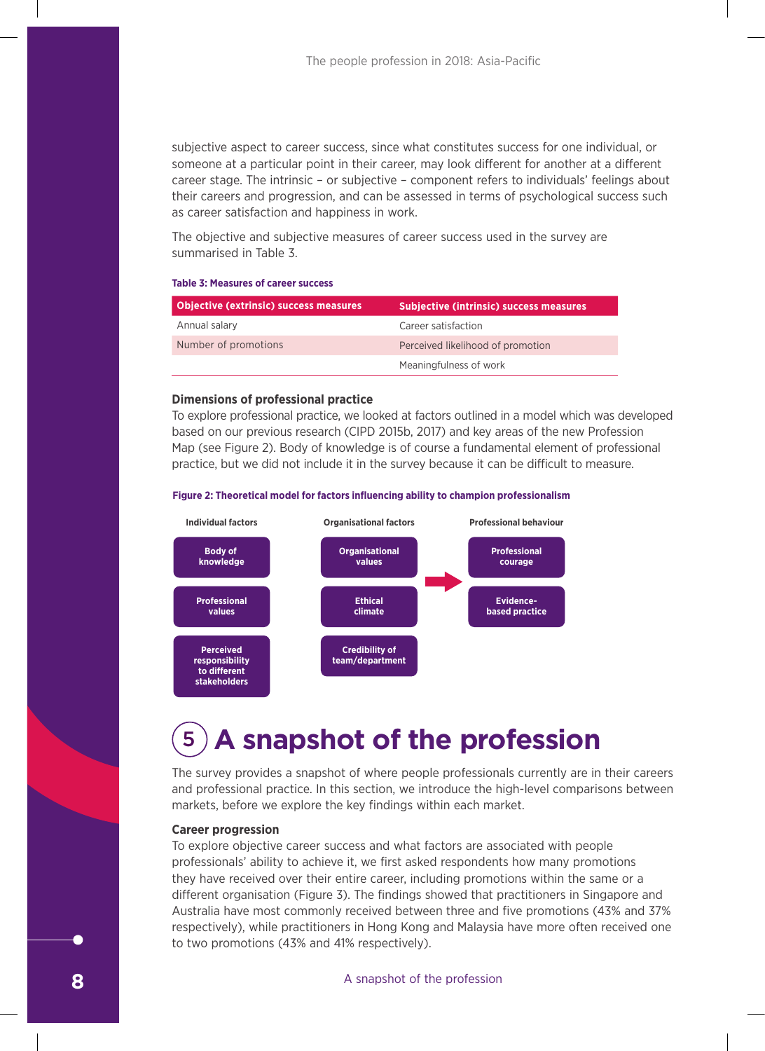subjective aspect to career success, since what constitutes success for one individual, or someone at a particular point in their career, may look different for another at a different career stage. The intrinsic – or subjective – component refers to individuals' feelings about their careers and progression, and can be assessed in terms of psychological success such as career satisfaction and happiness in work.

The objective and subjective measures of career success used in the survey are summarised in Table 3.

**Table 3: Measures of career success**

| Objective (extrinsic) success measures | Subjective (intrinsic) success measures |
|---|---|
| Annual salary | Career satisfaction |
| Number of promotions | Perceived likelihood of promotion |
| | Meaningfulness of work |

### Dimensions of professional practice

To explore professional practice, we looked at factors outlined in a model which was developed based on our previous research (CIPD 2015b, 2017) and key areas of the new Profession Map (see Figure 2). Body of knowledge is of course a fundamental element of professional practice, but we did not include it in the survey because it can be difficult to measure.

**Figure 2: Theoretical model for factors influencing ability to champion professionalism**

| Individual factors | Organisational factors | | Professional behaviour |
|---|---|---|---|
| Body of knowledge | Organisational values | → | Professional courage |
| Professional values | Ethical climate | | Evidence-based practice |
| Perceived responsibility to different stakeholders | Credibility of team/department | | |

# 5 A snapshot of the profession

The survey provides a snapshot of where people professionals currently are in their careers and professional practice. In this section, we introduce the high-level comparisons between markets, before we explore the key findings within each market.

### Career progression

To explore objective career success and what factors are associated with people professionals' ability to achieve it, we first asked respondents how many promotions they have received over their entire career, including promotions within the same or a different organisation (Figure 3). The findings showed that practitioners in Singapore and Australia have most commonly received between three and five promotions (43% and 37% respectively), while practitioners in Hong Kong and Malaysia have more often received one to two promotions (43% and 41% respectively).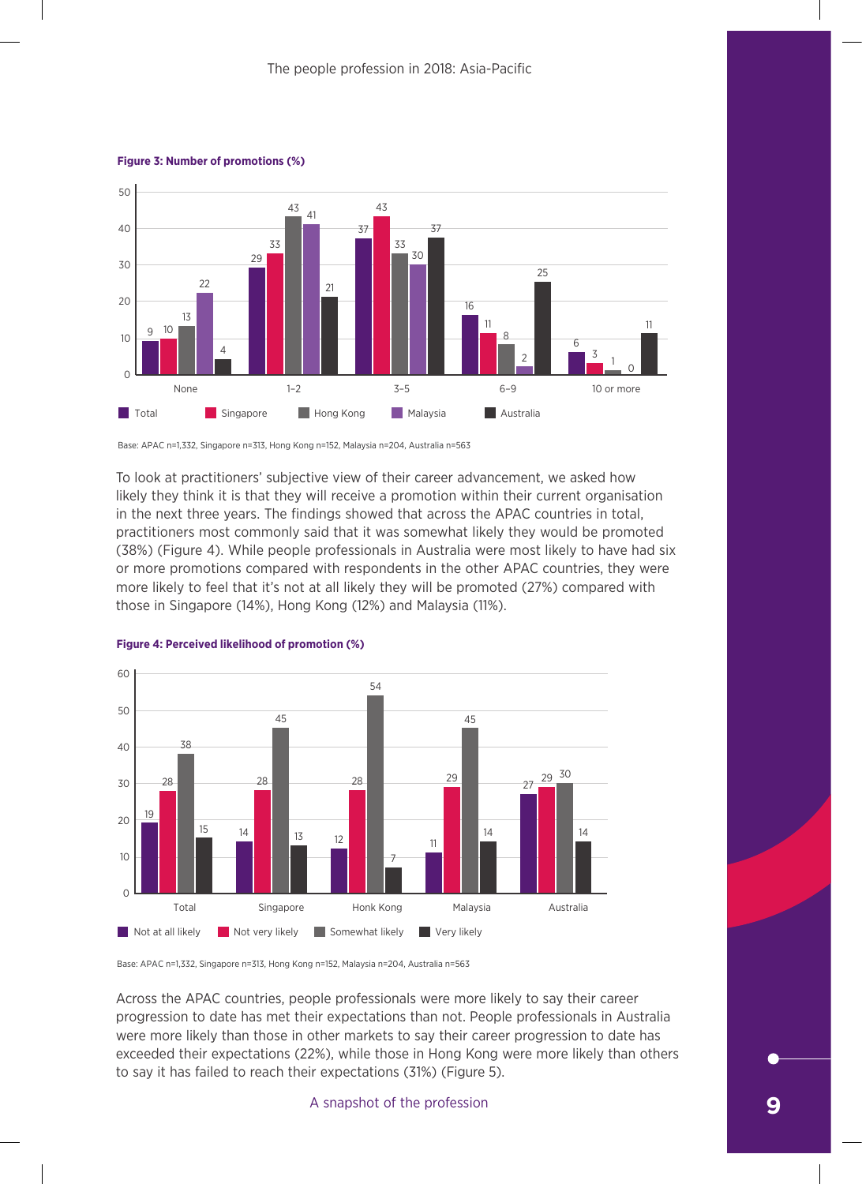**Figure 3: Number of promotions (%)**

| | Total | Singapore | Hong Kong | Malaysia | Australia |
|---|---|---|---|---|---|
| None | 9 | 10 | 13 | 22 | 4 |
| 1–2 | 29 | 33 | 43 | 41 | 21 |
| 3–5 | 37 | 43 | 33 | 30 | 37 |
| 6–9 | 16 | 11 | 8 | 2 | 25 |
| 10 or more | 6 | 3 | 1 | 0 | 11 |

Base: APAC n=1,332, Singapore n=313, Hong Kong n=152, Malaysia n=204, Australia n=563

To look at practitioners' subjective view of their career advancement, we asked how likely they think it is that they will receive a promotion within their current organisation in the next three years. The findings showed that across the APAC countries in total, practitioners most commonly said that it was somewhat likely they would be promoted (38%) (Figure 4). While people professionals in Australia were most likely to have had six or more promotions compared with respondents in the other APAC countries, they were more likely to feel that it's not at all likely they will be promoted (27%) compared with those in Singapore (14%), Hong Kong (12%) and Malaysia (11%).

**Figure 4: Perceived likelihood of promotion (%)**

| | Not at all likely | Not very likely | Somewhat likely | Very likely |
|---|---|---|---|---|
| Total | 19 | 28 | 38 | 15 |
| Singapore | 14 | 28 | 45 | 13 |
| Honk Kong | 12 | 28 | 54 | 7 |
| Malaysia | 11 | 29 | 45 | 14 |
| Australia | 27 | 29 | 30 | 14 |

Base: APAC n=1,332, Singapore n=313, Hong Kong n=152, Malaysia n=204, Australia n=563

Across the APAC countries, people professionals were more likely to say their career progression to date has met their expectations than not. People professionals in Australia were more likely than those in other markets to say their career progression to date has exceeded their expectations (22%), while those in Hong Kong were more likely than others to say it has failed to reach their expectations (31%) (Figure 5).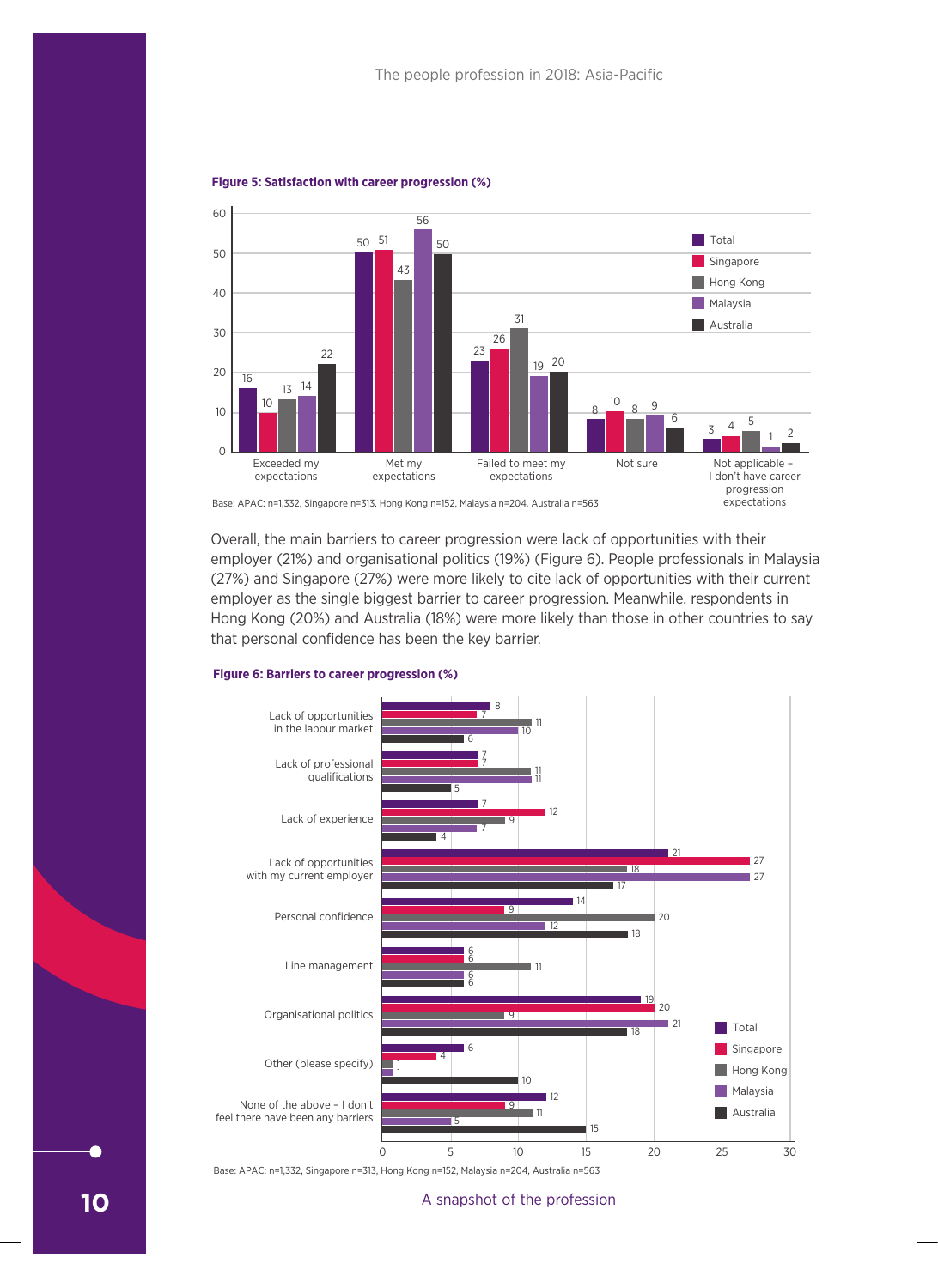**Figure 5: Satisfaction with career progression (%)**

| | Total | Singapore | Hong Kong | Malaysia | Australia |
|---|---|---|---|---|---|
| Exceeded my expectations | 16 | 10 | 13 | 14 | 22 |
| Met my expectations | 50 | 51 | 43 | 56 | 50 |
| Failed to meet my expectations | 23 | 26 | 31 | 19 | 20 |
| Not sure | 8 | 10 | 8 | 9 | 6 |
| Not applicable – I don't have career progression expectations | 3 | 4 | 5 | 1 | 2 |

Base: APAC: n=1,332, Singapore n=313, Hong Kong n=152, Malaysia n=204, Australia n=563

Overall, the main barriers to career progression were lack of opportunities with their employer (21%) and organisational politics (19%) (Figure 6). People professionals in Malaysia (27%) and Singapore (27%) were more likely to cite lack of opportunities with their current employer as the single biggest barrier to career progression. Meanwhile, respondents in Hong Kong (20%) and Australia (18%) were more likely than those in other countries to say that personal confidence has been the key barrier.

**Figure 6: Barriers to career progression (%)**

| | Total | Singapore | Hong Kong | Malaysia | Australia |
|---|---|---|---|---|---|
| Lack of opportunities in the labour market | 8 | 7 | 11 | 10 | 6 |
| Lack of professional qualifications | 7 | 7 | 11 | 11 | 5 |
| Lack of experience | 7 | 12 | 9 | 7 | 4 |
| Lack of opportunities with my current employer | 21 | 27 | 18 | 27 | 17 |
| Personal confidence | 14 | 9 | 20 | 12 | 18 |
| Line management | 6 | 6 | 11 | 6 | 6 |
| Organisational politics | 19 | 20 | 9 | 21 | 18 |
| Other (please specify) | 6 | 4 | 1 | 1 | 10 |
| None of the above – I don't feel there have been any barriers | 12 | 9 | 11 | 5 | 15 |

Base: APAC: n=1,332, Singapore n=313, Hong Kong n=152, Malaysia n=204, Australia n=563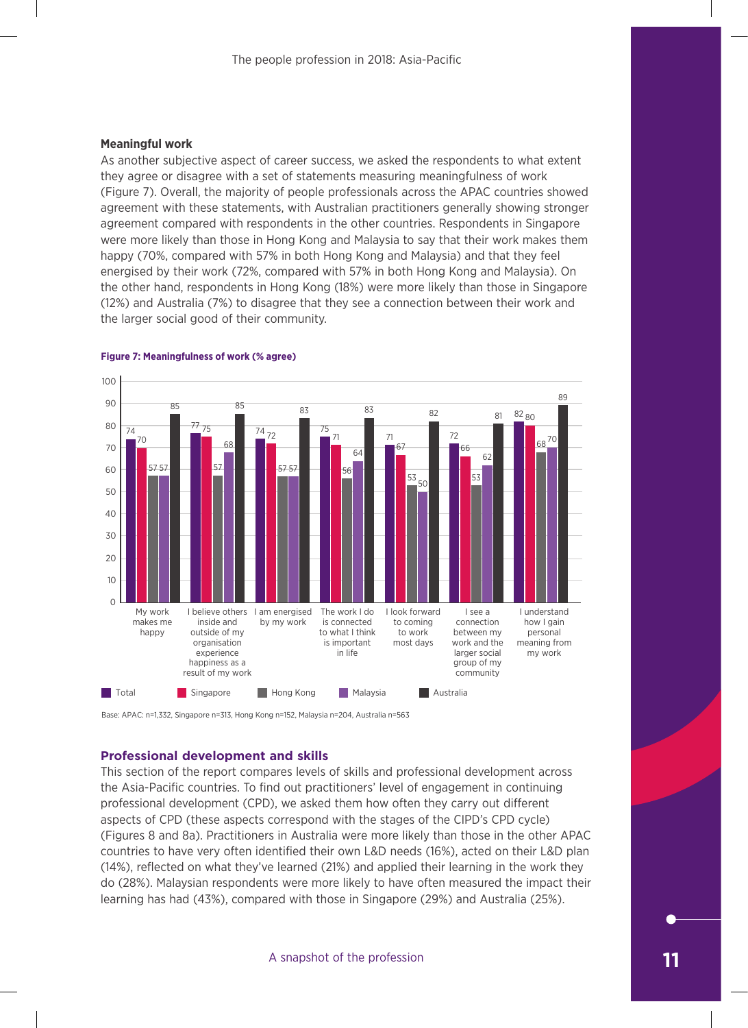### Meaningful work

As another subjective aspect of career success, we asked the respondents to what extent they agree or disagree with a set of statements measuring meaningfulness of work (Figure 7). Overall, the majority of people professionals across the APAC countries showed agreement with these statements, with Australian practitioners generally showing stronger agreement compared with respondents in the other countries. Respondents in Singapore were more likely than those in Hong Kong and Malaysia to say that their work makes them happy (70%, compared with 57% in both Hong Kong and Malaysia) and that they feel energised by their work (72%, compared with 57% in both Hong Kong and Malaysia). On the other hand, respondents in Hong Kong (18%) were more likely than those in Singapore (12%) and Australia (7%) to disagree that they see a connection between their work and the larger social good of their community.

**Figure 7: Meaningfulness of work (% agree)**

| | Total | Singapore | Hong Kong | Malaysia | Australia |
|---|---|---|---|---|---|
| My work makes me happy | 74 | 70 | 57 | 57 | 85 |
| I believe others inside and outside of my organisation experience happiness as a result of my work | 77 | 75 | 57 | 68 | 85 |
| I am energised by my work | 74 | 72 | 57 | 57 | 83 |
| The work I do is connected to what I think is important in life | 75 | 71 | 56 | 64 | 83 |
| I look forward to coming to work most days | 71 | 67 | 53 | 50 | 82 |
| I see a connection between my work and the larger social group of my community | 72 | 66 | 53 | 62 | 81 |
| I understand how I gain personal meaning from my work | 82 | 80 | 68 | 70 | 89 |

Base: APAC: n=1,332, Singapore n=313, Hong Kong n=152, Malaysia n=204, Australia n=563

## Professional development and skills

This section of the report compares levels of skills and professional development across the Asia-Pacific countries. To find out practitioners' level of engagement in continuing professional development (CPD), we asked them how often they carry out different aspects of CPD (these aspects correspond with the stages of the CIPD's CPD cycle) (Figures 8 and 8a). Practitioners in Australia were more likely than those in the other APAC countries to have very often identified their own L&D needs (16%), acted on their L&D plan (14%), reflected on what they've learned (21%) and applied their learning in the work they do (28%). Malaysian respondents were more likely to have often measured the impact their learning has had (43%), compared with those in Singapore (29%) and Australia (25%).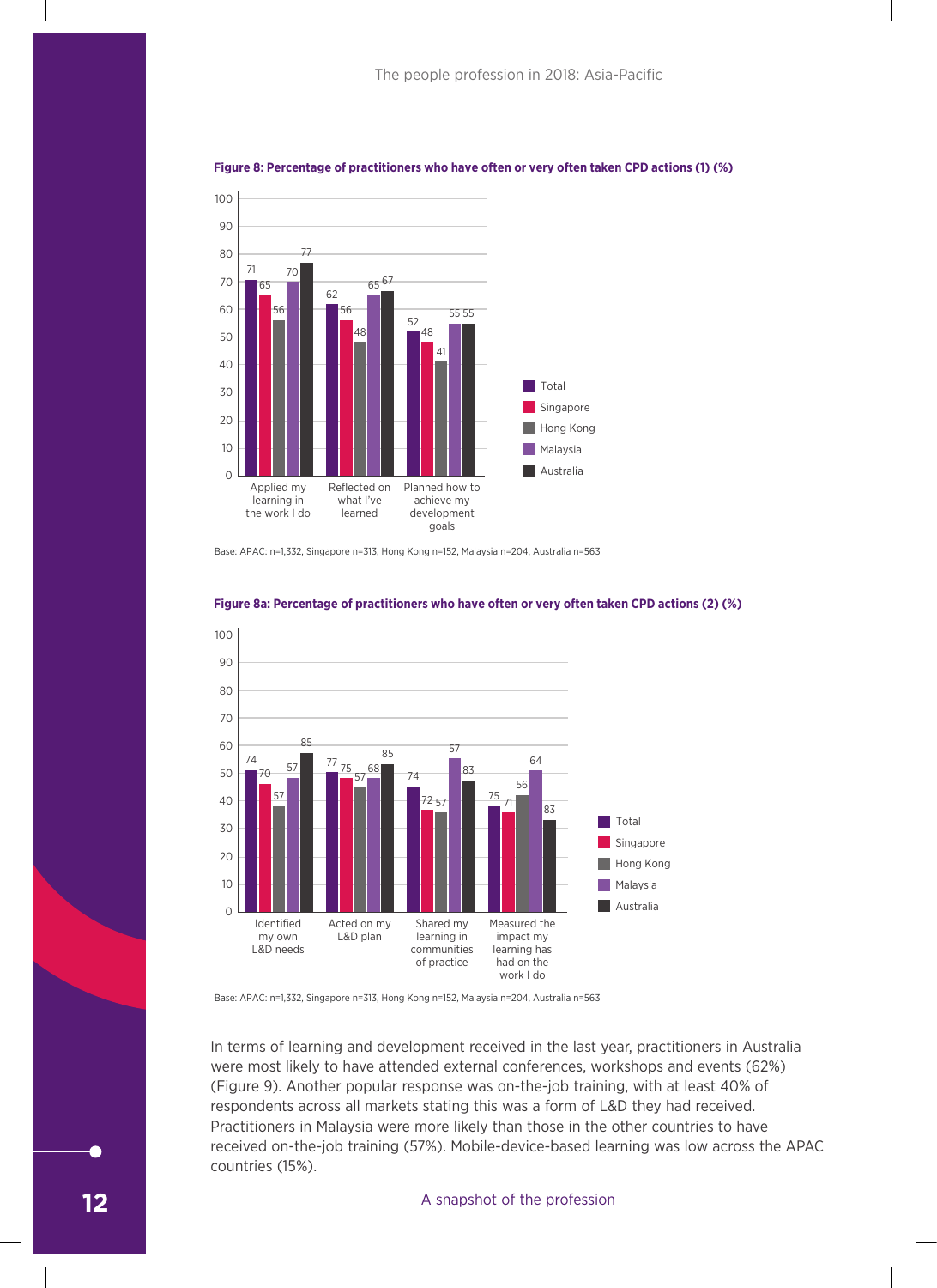**Figure 8: Percentage of practitioners who have often or very often taken CPD actions (1) (%)**

| | Total | Singapore | Hong Kong | Malaysia | Australia |
|---|---|---|---|---|---|
| Applied my learning in the work I do | 71 | 65 | 56 | 70 | 77 |
| Reflected on what I've learned | 62 | 56 | 48 | 65 | 67 |
| Planned how to achieve my development goals | 52 | 48 | 41 | 55 | 55 |

Base: APAC: n=1,332, Singapore n=313, Hong Kong n=152, Malaysia n=204, Australia n=563

**Figure 8a: Percentage of practitioners who have often or very often taken CPD actions (2) (%)**

| | Total | Singapore | Hong Kong | Malaysia | Australia |
|---|---|---|---|---|---|
| Identified my own L&D needs | 74 | 70 | 57 | 57 | 85 |
| Acted on my L&D plan | 77 | 75 | 57 | 68 | 85 |
| Shared my learning in communities of practice | 74 | 72 | 57 | 57 | 83 |
| Measured the impact my learning has had on the work I do | 75 | 71 | 56 | 64 | 83 |

Base: APAC: n=1,332, Singapore n=313, Hong Kong n=152, Malaysia n=204, Australia n=563

In terms of learning and development received in the last year, practitioners in Australia were most likely to have attended external conferences, workshops and events (62%) (Figure 9). Another popular response was on-the-job training, with at least 40% of respondents across all markets stating this was a form of L&D they had received. Practitioners in Malaysia were more likely than those in the other countries to have received on-the-job training (57%). Mobile-device-based learning was low across the APAC countries (15%).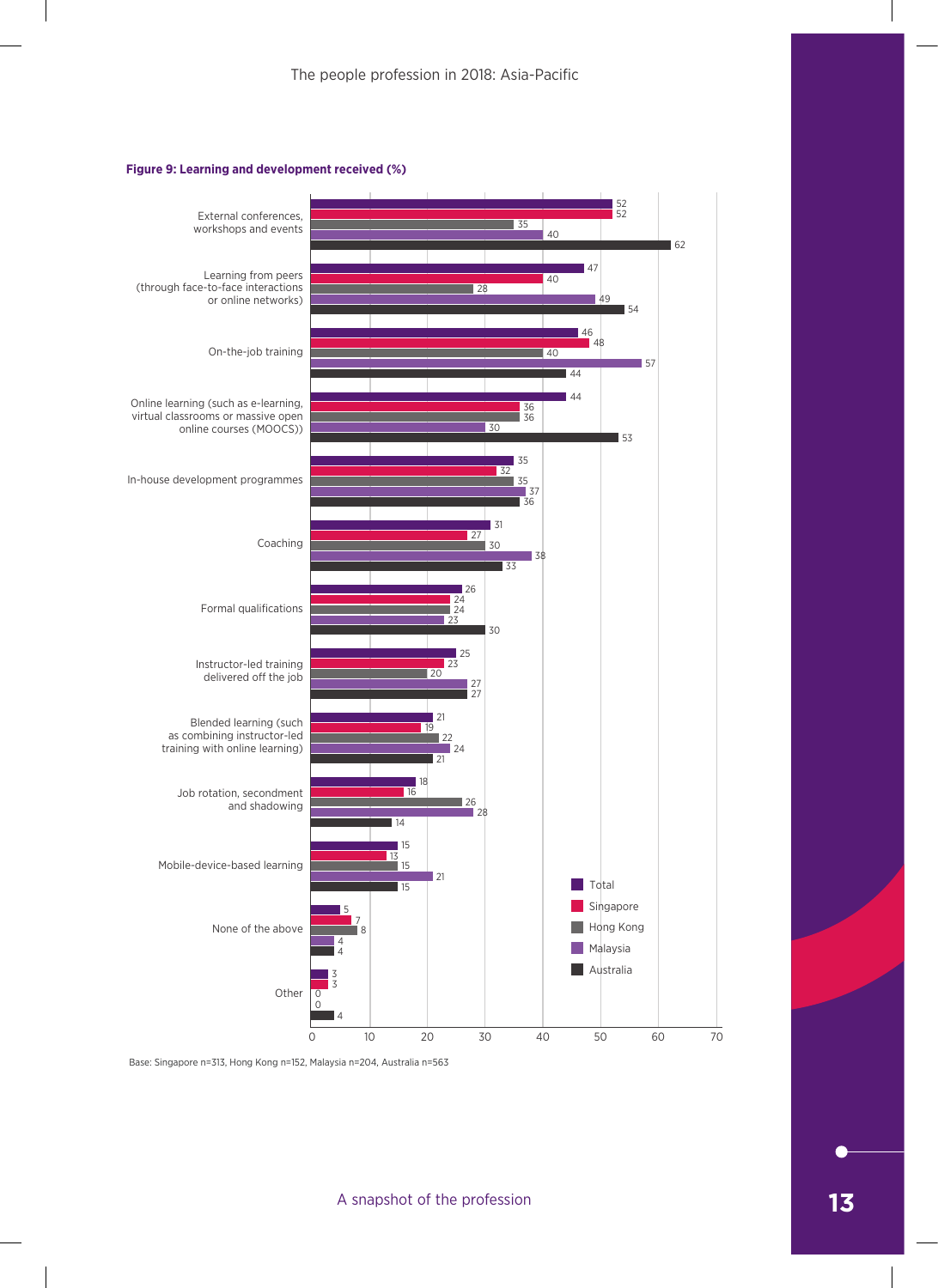**Figure 9: Learning and development received (%)**

| | Total | Singapore | Hong Kong | Malaysia | Australia |
|---|---|---|---|---|---|
| External conferences, workshops and events | 52 | 52 | 35 | 40 | 62 |
| Learning from peers (through face-to-face interactions or online networks) | 47 | 40 | 28 | 49 | 54 |
| On-the-job training | 46 | 48 | 40 | 57 | 44 |
| Online learning (such as e-learning, virtual classrooms or massive open online courses (MOOCS)) | 44 | 36 | 36 | 30 | 53 |
| In-house development programmes | 35 | 32 | 35 | 37 | 36 |
| Coaching | 31 | 27 | 30 | 38 | 33 |
| Formal qualifications | 26 | 24 | 24 | 23 | 30 |
| Instructor-led training delivered off the job | 25 | 23 | 20 | 27 | 27 |
| Blended learning (such as combining instructor-led training with online learning) | 21 | 19 | 22 | 24 | 21 |
| Job rotation, secondment and shadowing | 18 | 16 | 26 | 28 | 14 |
| Mobile-device-based learning | 15 | 13 | 15 | 21 | 15 |
| None of the above | 5 | 7 | 8 | 4 | 4 |
| Other | 3 | 3 | 0 | 0 | 4 |

Base: Singapore n=313, Hong Kong n=152, Malaysia n=204, Australia n=563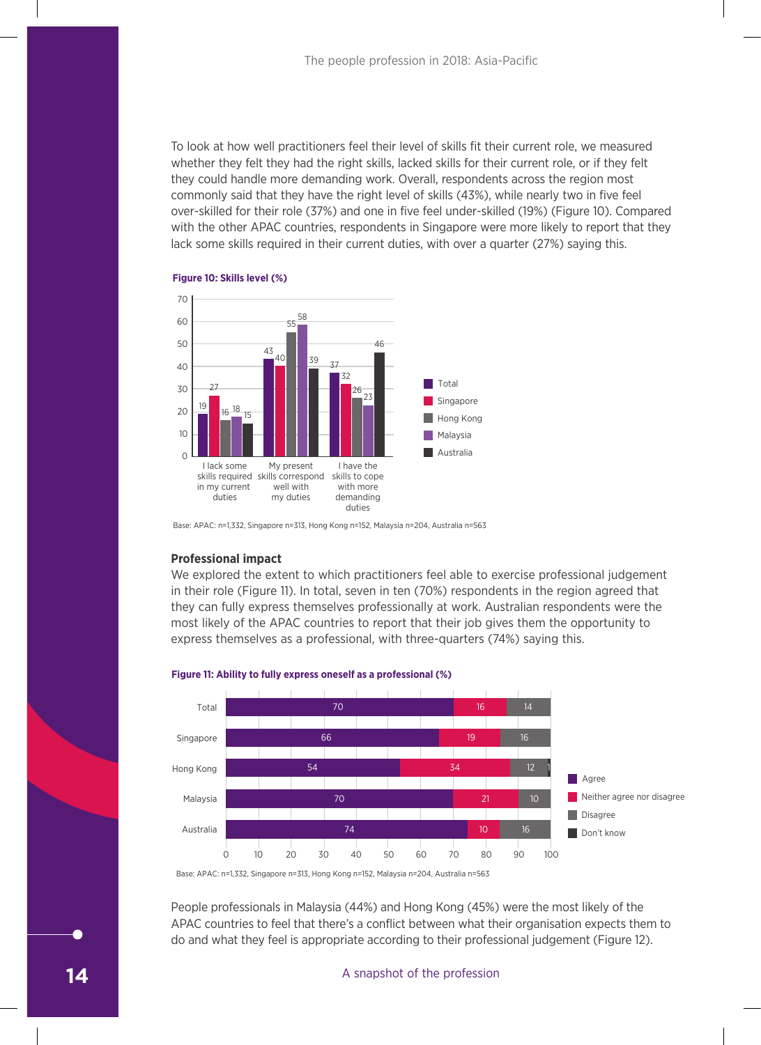To look at how well practitioners feel their level of skills fit their current role, we measured whether they felt they had the right skills, lacked skills for their current role, or if they felt they could handle more demanding work. Overall, respondents across the region most commonly said that they have the right level of skills (43%), while nearly two in five feel over-skilled for their role (37%) and one in five feel under-skilled (19%) (Figure 10). Compared with the other APAC countries, respondents in Singapore were more likely to report that they lack some skills required in their current duties, with over a quarter (27%) saying this.

**Figure 10: Skills level (%)**

| | Total | Singapore | Hong Kong | Malaysia | Australia |
|---|---|---|---|---|---|
| I lack some skills required in my current duties | 19 | 27 | 16 | 18 | 15 |
| My present skills correspond well with my duties | 43 | 40 | 55 | 58 | 39 |
| I have the skills to cope with more demanding duties | 37 | 32 | 26 | 23 | 46 |

Base: APAC: n=1,332, Singapore n=313, Hong Kong n=152, Malaysia n=204, Australia n=563

## Professional impact

We explored the extent to which practitioners feel able to exercise professional judgement in their role (Figure 11). In total, seven in ten (70%) respondents in the region agreed that they can fully express themselves professionally at work. Australian respondents were the most likely of the APAC countries to report that their job gives them the opportunity to express themselves as a professional, with three-quarters (74%) saying this.

**Figure 11: Ability to fully express oneself as a professional (%)**

| | Agree | Neither agree nor disagree | Disagree | Don't know |
|---|---|---|---|---|
| Total | 70 | 16 | 14 | |
| Singapore | 66 | 19 | 16 | |
| Hong Kong | 54 | 34 | 12 | 1 |
| Malaysia | 70 | 21 | 10 | |
| Australia | 74 | 10 | 16 | |

Base: APAC: n=1,332, Singapore n=313, Hong Kong n=152, Malaysia n=204, Australia n=563

People professionals in Malaysia (44%) and Hong Kong (45%) were the most likely of the APAC countries to feel that there's a conflict between what their organisation expects them to do and what they feel is appropriate according to their professional judgement (Figure 12).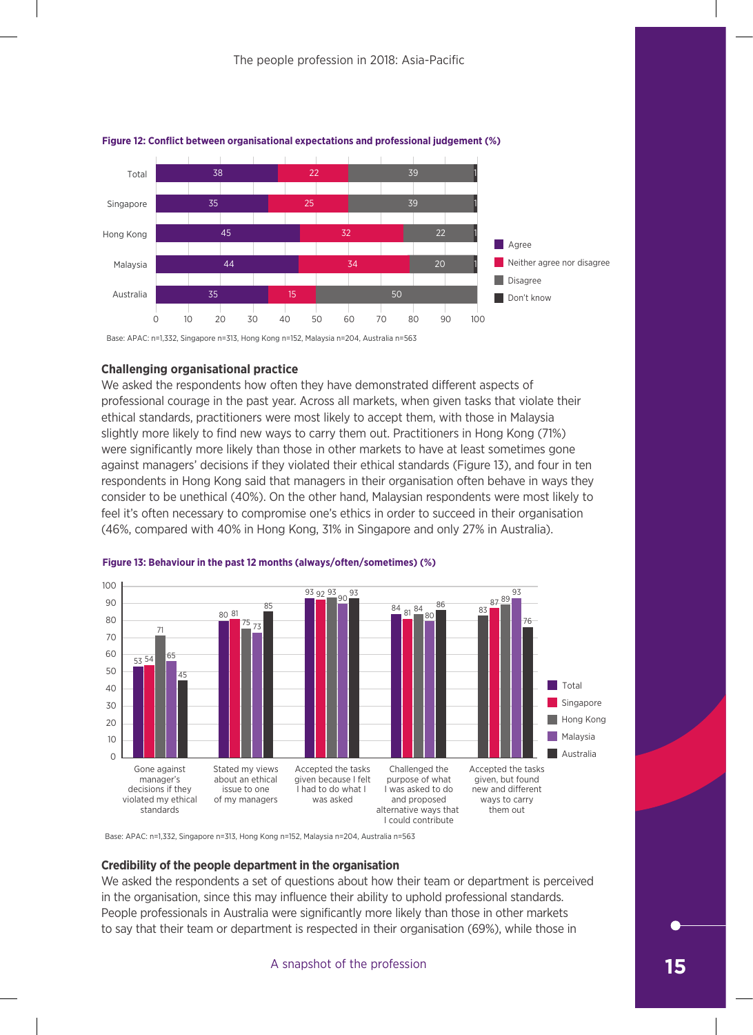**Figure 12: Conflict between organisational expectations and professional judgement (%)**

| | Agree | Neither agree nor disagree | Disagree | Don't know |
|---|---|---|---|---|
| Total | 38 | 22 | 39 | 1 |
| Singapore | 35 | 25 | 39 | 1 |
| Hong Kong | 45 | 32 | 22 | 1 |
| Malaysia | 44 | 34 | 20 | 1 |
| Australia | 35 | 15 | 50 | |

Base: APAC: n=1,332, Singapore n=313, Hong Kong n=152, Malaysia n=204, Australia n=563

### Challenging organisational practice

We asked the respondents how often they have demonstrated different aspects of professional courage in the past year. Across all markets, when given tasks that violate their ethical standards, practitioners were most likely to accept them, with those in Malaysia slightly more likely to find new ways to carry them out. Practitioners in Hong Kong (71%) were significantly more likely than those in other markets to have at least sometimes gone against managers' decisions if they violated their ethical standards (Figure 13), and four in ten respondents in Hong Kong said that managers in their organisation often behave in ways they consider to be unethical (40%). On the other hand, Malaysian respondents were most likely to feel it's often necessary to compromise one's ethics in order to succeed in their organisation (46%, compared with 40% in Hong Kong, 31% in Singapore and only 27% in Australia).

**Figure 13: Behaviour in the past 12 months (always/often/sometimes) (%)**

| | Total | Singapore | Hong Kong | Malaysia | Australia |
|---|---|---|---|---|---|
| Gone against manager's decisions if they violated my ethical standards | 53 | 54 | 71 | 65 | 45 |
| Stated my views about an ethical issue to one of my managers | 80 | 81 | 75 | 73 | 85 |
| Accepted the tasks given because I felt I had to do what I was asked | 93 | 92 | 93 | 90 | 93 |
| Challenged the purpose of what I was asked to do and proposed alternative ways that I could contribute | 84 | 81 | 84 | 80 | 86 |
| Accepted the tasks given, but found new and different ways to carry them out | 83 | 87 | 89 | 93 | 76 |

Base: APAC: n=1,332, Singapore n=313, Hong Kong n=152, Malaysia n=204, Australia n=563

### Credibility of the people department in the organisation

We asked the respondents a set of questions about how their team or department is perceived in the organisation, since this may influence their ability to uphold professional standards. People professionals in Australia were significantly more likely than those in other markets to say that their team or department is respected in their organisation (69%), while those in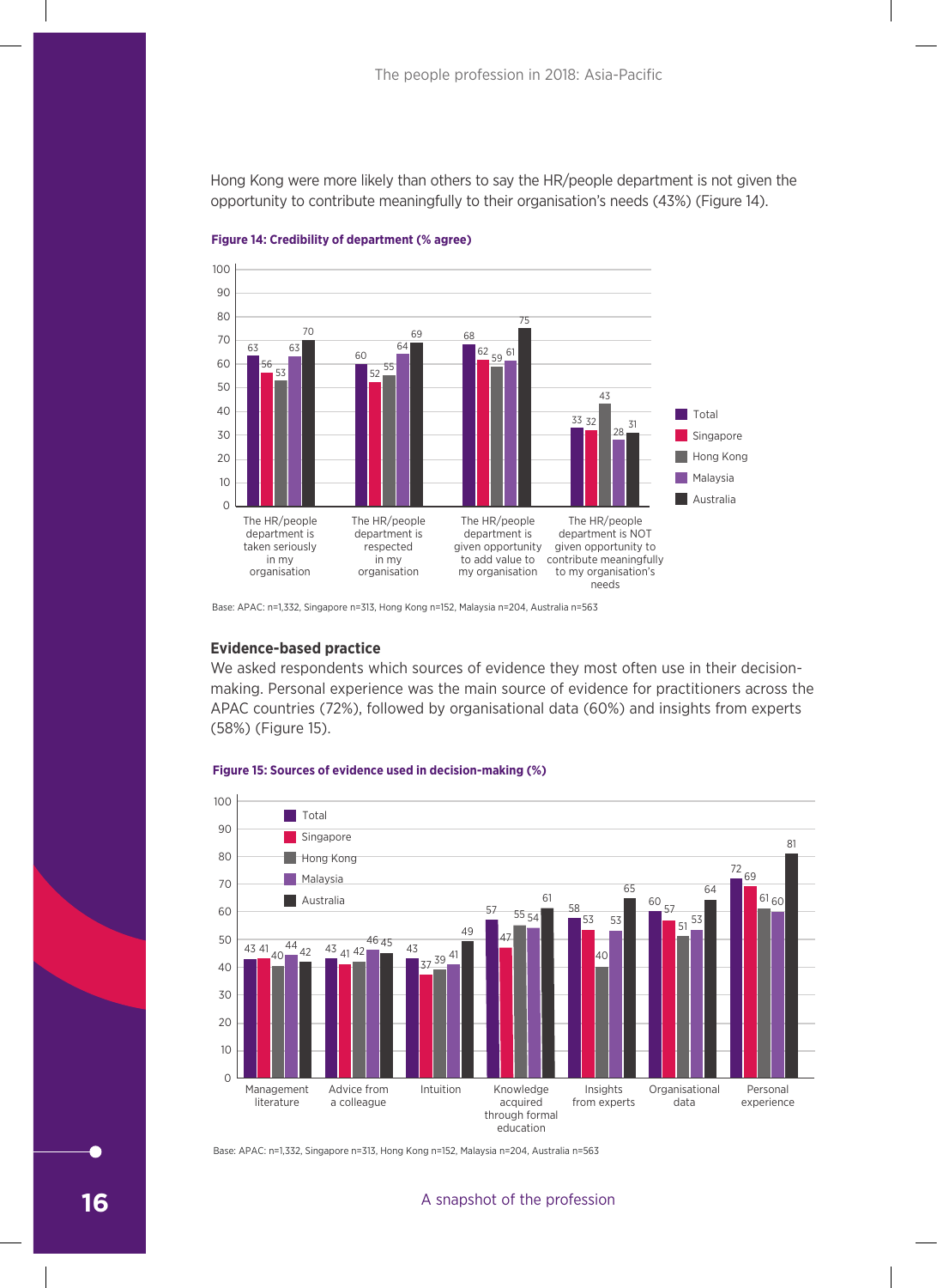Hong Kong were more likely than others to say the HR/people department is not given the opportunity to contribute meaningfully to their organisation's needs (43%) (Figure 14).

**Figure 14: Credibility of department (% agree)**

| | Total | Singapore | Hong Kong | Malaysia | Australia |
|---|---|---|---|---|---|
| The HR/people department is taken seriously in my organisation | 63 | 56 | 53 | 63 | 70 |
| The HR/people department is respected in my organisation | 60 | 52 | 55 | 64 | 69 |
| The HR/people department is given opportunity to add value to my organisation | 68 | 62 | 59 | 61 | 75 |
| The HR/people department is NOT given opportunity to contribute meaningfully to my organisation's needs | 33 | 32 | 43 | 28 | 31 |

Base: APAC: n=1,332, Singapore n=313, Hong Kong n=152, Malaysia n=204, Australia n=563

## Evidence-based practice

We asked respondents which sources of evidence they most often use in their decision-making. Personal experience was the main source of evidence for practitioners across the APAC countries (72%), followed by organisational data (60%) and insights from experts (58%) (Figure 15).

**Figure 15: Sources of evidence used in decision-making (%)**

| | Total | Singapore | Hong Kong | Malaysia | Australia |
|---|---|---|---|---|---|
| Management literature | 43 | 41 | 40 | 44 | 42 |
| Advice from a colleague | 43 | 41 | 42 | 46 | 45 |
| Intuition | 43 | 37 | 39 | 41 | 49 |
| Knowledge acquired through formal education | 57 | 47 | 55 | 54 | 61 |
| Insights from experts | 58 | 53 | 40 | 53 | 65 |
| Organisational data | 60 | 57 | 51 | 53 | 64 |
| Personal experience | 72 | 69 | 61 | 60 | 81 |

Base: APAC: n=1,332, Singapore n=313, Hong Kong n=152, Malaysia n=204, Australia n=563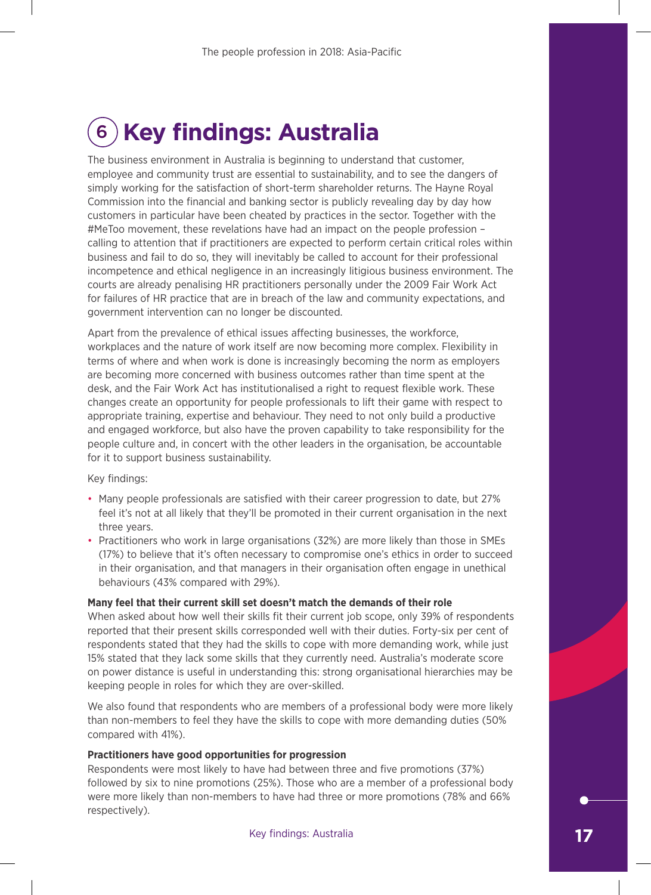# 6 Key findings: Australia

The business environment in Australia is beginning to understand that customer, employee and community trust are essential to sustainability, and to see the dangers of simply working for the satisfaction of short-term shareholder returns. The Hayne Royal Commission into the financial and banking sector is publicly revealing day by day how customers in particular have been cheated by practices in the sector. Together with the #MeToo movement, these revelations have had an impact on the people profession – calling to attention that if practitioners are expected to perform certain critical roles within business and fail to do so, they will inevitably be called to account for their professional incompetence and ethical negligence in an increasingly litigious business environment. The courts are already penalising HR practitioners personally under the 2009 Fair Work Act for failures of HR practice that are in breach of the law and community expectations, and government intervention can no longer be discounted.

Apart from the prevalence of ethical issues affecting businesses, the workforce, workplaces and the nature of work itself are now becoming more complex. Flexibility in terms of where and when work is done is increasingly becoming the norm as employers are becoming more concerned with business outcomes rather than time spent at the desk, and the Fair Work Act has institutionalised a right to request flexible work. These changes create an opportunity for people professionals to lift their game with respect to appropriate training, expertise and behaviour. They need to not only build a productive and engaged workforce, but also have the proven capability to take responsibility for the people culture and, in concert with the other leaders in the organisation, be accountable for it to support business sustainability.

Key findings:

- Many people professionals are satisfied with their career progression to date, but 27% feel it's not at all likely that they'll be promoted in their current organisation in the next three years.
- Practitioners who work in large organisations (32%) are more likely than those in SMEs (17%) to believe that it's often necessary to compromise one's ethics in order to succeed in their organisation, and that managers in their organisation often engage in unethical behaviours (43% compared with 29%).

**Many feel that their current skill set doesn't match the demands of their role**

When asked about how well their skills fit their current job scope, only 39% of respondents reported that their present skills corresponded well with their duties. Forty-six per cent of respondents stated that they had the skills to cope with more demanding work, while just 15% stated that they lack some skills that they currently need. Australia's moderate score on power distance is useful in understanding this: strong organisational hierarchies may be keeping people in roles for which they are over-skilled.

We also found that respondents who are members of a professional body were more likely than non-members to feel they have the skills to cope with more demanding duties (50% compared with 41%).

**Practitioners have good opportunities for progression**

Respondents were most likely to have had between three and five promotions (37%) followed by six to nine promotions (25%). Those who are a member of a professional body were more likely than non-members to have had three or more promotions (78% and 66% respectively).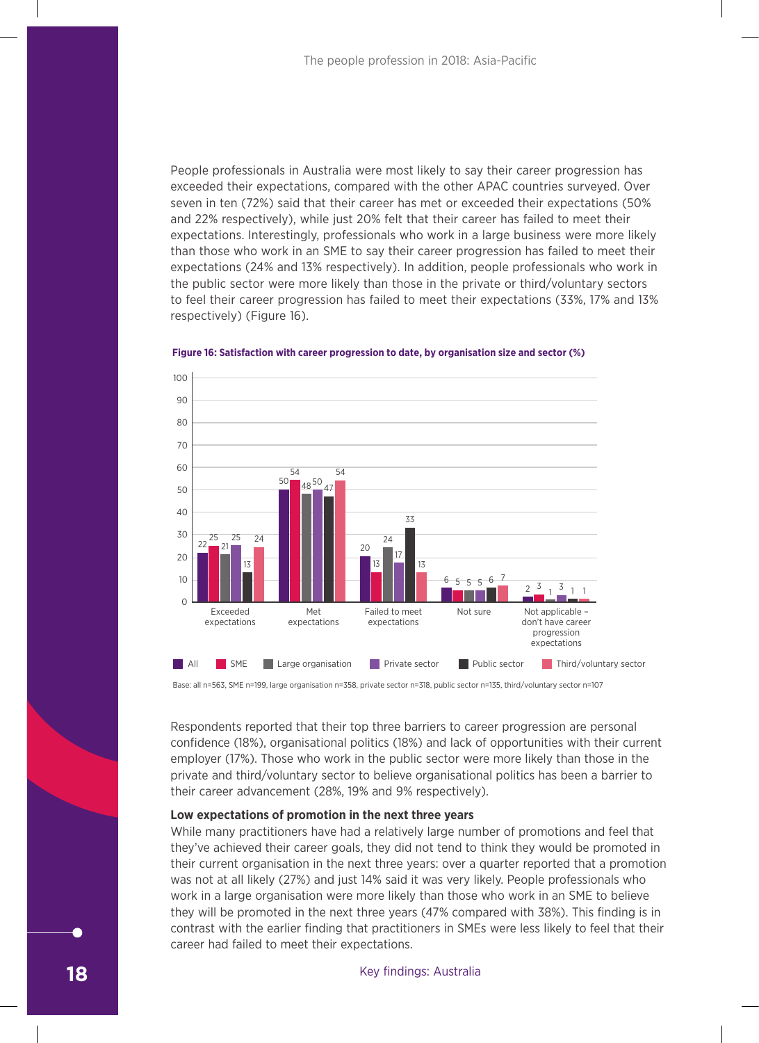People professionals in Australia were most likely to say their career progression has exceeded their expectations, compared with the other APAC countries surveyed. Over seven in ten (72%) said that their career has met or exceeded their expectations (50% and 22% respectively), while just 20% felt that their career has failed to meet their expectations. Interestingly, professionals who work in a large business were more likely than those who work in an SME to say their career progression has failed to meet their expectations (24% and 13% respectively). In addition, people professionals who work in the public sector were more likely than those in the private or third/voluntary sectors to feel their career progression has failed to meet their expectations (33%, 17% and 13% respectively) (Figure 16).

**Figure 16: Satisfaction with career progression to date, by organisation size and sector (%)**

| | All | SME | Large organisation | Private sector | Public sector | Third/voluntary sector |
|---|---|---|---|---|---|---|
| Exceeded expectations | 22 | 25 | 21 | 25 | 13 | 24 |
| Met expectations | 50 | 54 | 48 | 50 | 47 | 54 |
| Failed to meet expectations | 20 | 13 | 24 | 17 | 33 | 13 |
| Not sure | 6 | 5 | 5 | 5 | 6 | 7 |
| Not applicable – don't have career progression expectations | 2 | 3 | 1 | 3 | 1 | 1 |

Base: all n=563, SME n=199, large organisation n=358, private sector n=318, public sector n=135, third/voluntary sector n=107

Respondents reported that their top three barriers to career progression are personal confidence (18%), organisational politics (18%) and lack of opportunities with their current employer (17%). Those who work in the public sector were more likely than those in the private and third/voluntary sector to believe organisational politics has been a barrier to their career advancement (28%, 19% and 9% respectively).

### Low expectations of promotion in the next three years

While many practitioners have had a relatively large number of promotions and feel that they've achieved their career goals, they did not tend to think they would be promoted in their current organisation in the next three years: over a quarter reported that a promotion was not at all likely (27%) and just 14% said it was very likely. People professionals who work in a large organisation were more likely than those who work in an SME to believe they will be promoted in the next three years (47% compared with 38%). This finding is in contrast with the earlier finding that practitioners in SMEs were less likely to feel that their career had failed to meet their expectations.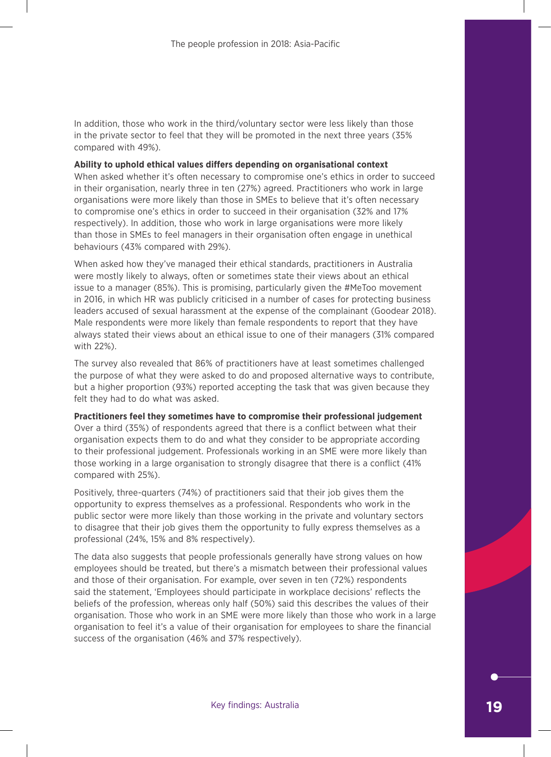In addition, those who work in the third/voluntary sector were less likely than those in the private sector to feel that they will be promoted in the next three years (35% compared with 49%).

**Ability to uphold ethical values differs depending on organisational context**

When asked whether it's often necessary to compromise one's ethics in order to succeed in their organisation, nearly three in ten (27%) agreed. Practitioners who work in large organisations were more likely than those in SMEs to believe that it's often necessary to compromise one's ethics in order to succeed in their organisation (32% and 17% respectively). In addition, those who work in large organisations were more likely than those in SMEs to feel managers in their organisation often engage in unethical behaviours (43% compared with 29%).

When asked how they've managed their ethical standards, practitioners in Australia were mostly likely to always, often or sometimes state their views about an ethical issue to a manager (85%). This is promising, particularly given the #MeToo movement in 2016, in which HR was publicly criticised in a number of cases for protecting business leaders accused of sexual harassment at the expense of the complainant (Goodear 2018). Male respondents were more likely than female respondents to report that they have always stated their views about an ethical issue to one of their managers (31% compared with 22%).

The survey also revealed that 86% of practitioners have at least sometimes challenged the purpose of what they were asked to do and proposed alternative ways to contribute, but a higher proportion (93%) reported accepting the task that was given because they felt they had to do what was asked.

**Practitioners feel they sometimes have to compromise their professional judgement**

Over a third (35%) of respondents agreed that there is a conflict between what their organisation expects them to do and what they consider to be appropriate according to their professional judgement. Professionals working in an SME were more likely than those working in a large organisation to strongly disagree that there is a conflict (41% compared with 25%).

Positively, three-quarters (74%) of practitioners said that their job gives them the opportunity to express themselves as a professional. Respondents who work in the public sector were more likely than those working in the private and voluntary sectors to disagree that their job gives them the opportunity to fully express themselves as a professional (24%, 15% and 8% respectively).

The data also suggests that people professionals generally have strong values on how employees should be treated, but there's a mismatch between their professional values and those of their organisation. For example, over seven in ten (72%) respondents said the statement, 'Employees should participate in workplace decisions' reflects the beliefs of the profession, whereas only half (50%) said this describes the values of their organisation. Those who work in an SME were more likely than those who work in a large organisation to feel it's a value of their organisation for employees to share the financial success of the organisation (46% and 37% respectively).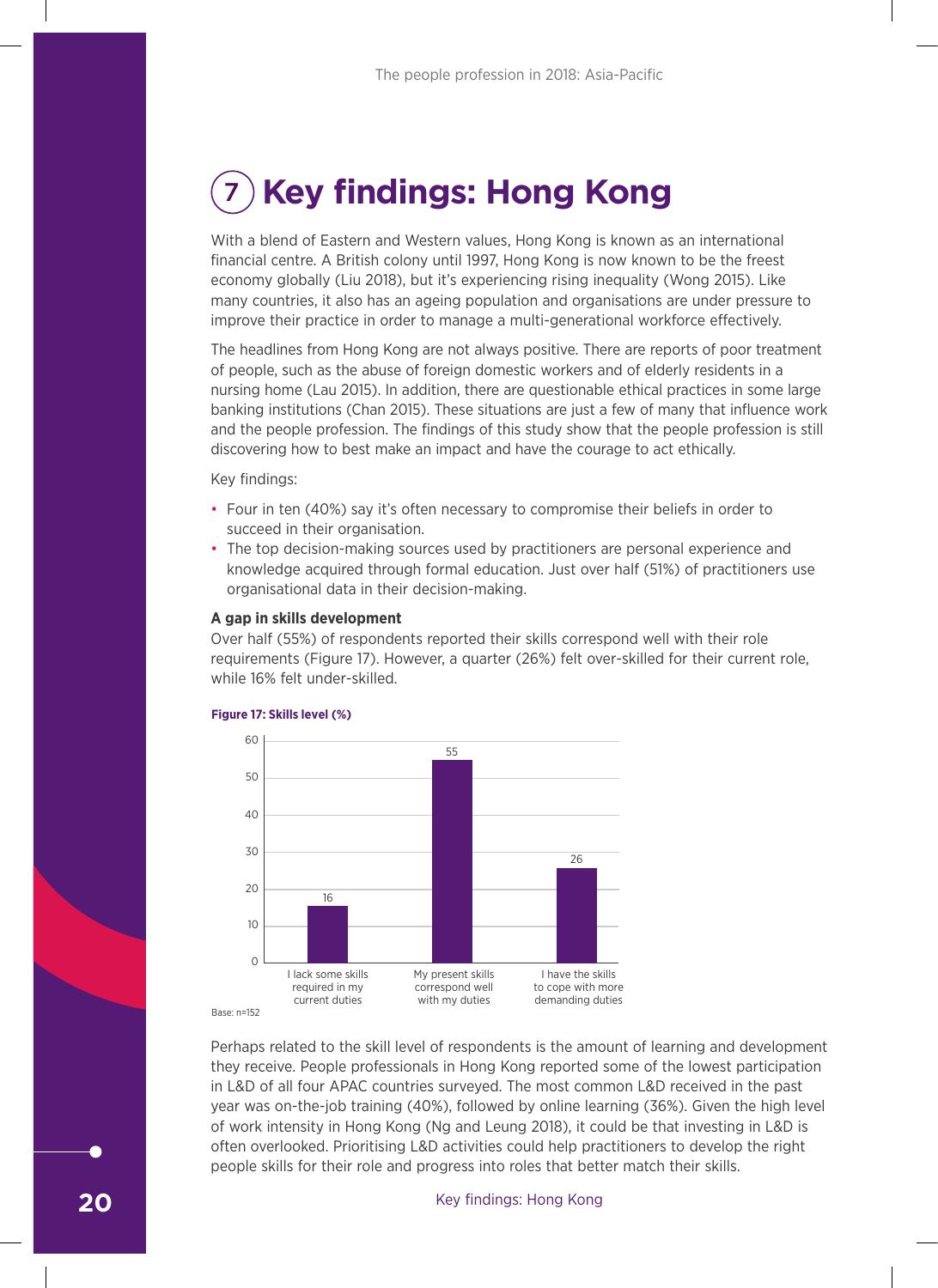# 7 Key findings: Hong Kong

With a blend of Eastern and Western values, Hong Kong is known as an international financial centre. A British colony until 1997, Hong Kong is now known to be the freest economy globally (Liu 2018), but it's experiencing rising inequality (Wong 2015). Like many countries, it also has an ageing population and organisations are under pressure to improve their practice in order to manage a multi-generational workforce effectively.

The headlines from Hong Kong are not always positive. There are reports of poor treatment of people, such as the abuse of foreign domestic workers and of elderly residents in a nursing home (Lau 2015). In addition, there are questionable ethical practices in some large banking institutions (Chan 2015). These situations are just a few of many that influence work and the people profession. The findings of this study show that the people profession is still discovering how to best make an impact and have the courage to act ethically.

Key findings:

- Four in ten (40%) say it's often necessary to compromise their beliefs in order to succeed in their organisation.
- The top decision-making sources used by practitioners are personal experience and knowledge acquired through formal education. Just over half (51%) of practitioners use organisational data in their decision-making.

**A gap in skills development**

Over half (55%) of respondents reported their skills correspond well with their role requirements (Figure 17). However, a quarter (26%) felt over-skilled for their current role, while 16% felt under-skilled.

**Figure 17: Skills level (%)**

| Skills level | % |
|---|---|
| I lack some skills required in my current duties | 16 |
| My present skills correspond well with my duties | 55 |
| I have the skills to cope with more demanding duties | 26 |

Base: n=152

Perhaps related to the skill level of respondents is the amount of learning and development they receive. People professionals in Hong Kong reported some of the lowest participation in L&D of all four APAC countries surveyed. The most common L&D received in the past year was on-the-job training (40%), followed by online learning (36%). Given the high level of work intensity in Hong Kong (Ng and Leung 2018), it could be that investing in L&D is often overlooked. Prioritising L&D activities could help practitioners to develop the right people skills for their role and progress into roles that better match their skills.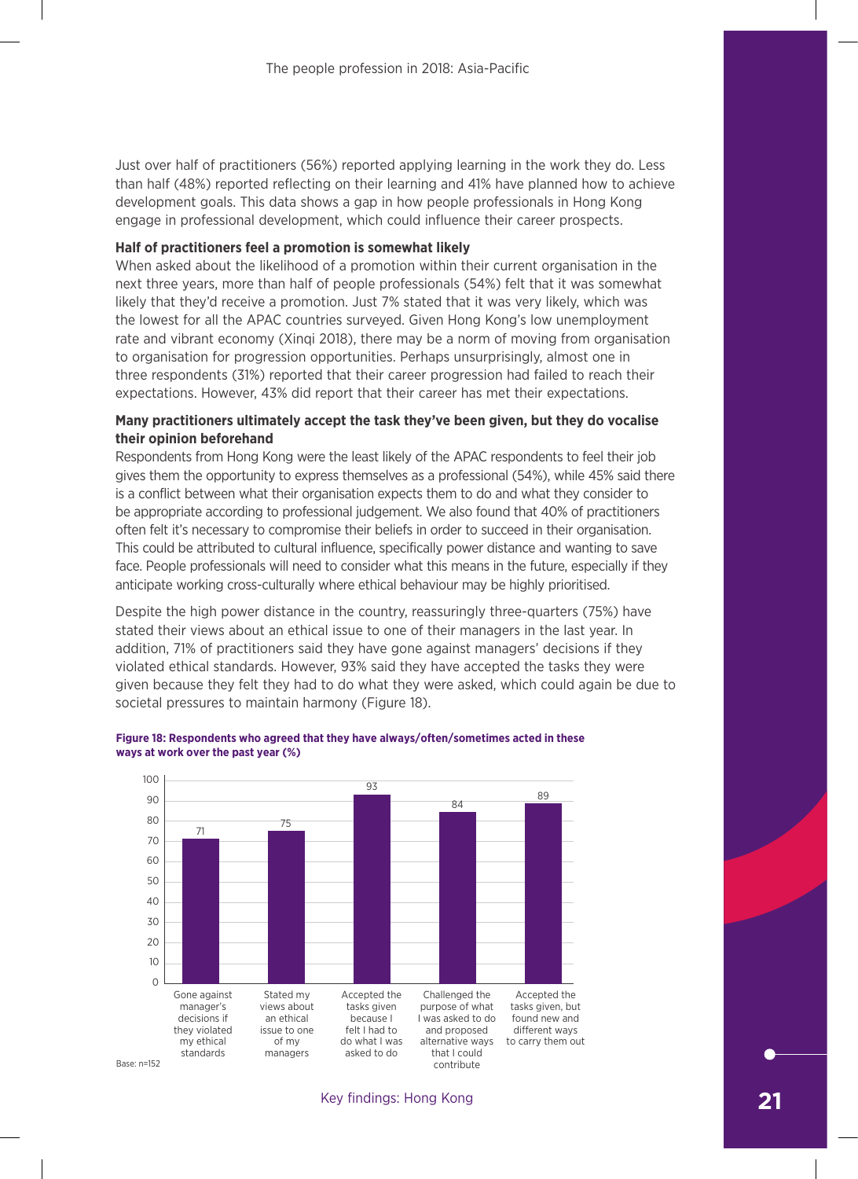Just over half of practitioners (56%) reported applying learning in the work they do. Less than half (48%) reported reflecting on their learning and 41% have planned how to achieve development goals. This data shows a gap in how people professionals in Hong Kong engage in professional development, which could influence their career prospects.

**Half of practitioners feel a promotion is somewhat likely**

When asked about the likelihood of a promotion within their current organisation in the next three years, more than half of people professionals (54%) felt that it was somewhat likely that they'd receive a promotion. Just 7% stated that it was very likely, which was the lowest for all the APAC countries surveyed. Given Hong Kong's low unemployment rate and vibrant economy (Xinqi 2018), there may be a norm of moving from organisation to organisation for progression opportunities. Perhaps unsurprisingly, almost one in three respondents (31%) reported that their career progression had failed to reach their expectations. However, 43% did report that their career has met their expectations.

**Many practitioners ultimately accept the task they've been given, but they do vocalise their opinion beforehand**

Respondents from Hong Kong were the least likely of the APAC respondents to feel their job gives them the opportunity to express themselves as a professional (54%), while 45% said there is a conflict between what their organisation expects them to do and what they consider to be appropriate according to professional judgement. We also found that 40% of practitioners often felt it's necessary to compromise their beliefs in order to succeed in their organisation. This could be attributed to cultural influence, specifically power distance and wanting to save face. People professionals will need to consider what this means in the future, especially if they anticipate working cross-culturally where ethical behaviour may be highly prioritised.

Despite the high power distance in the country, reassuringly three-quarters (75%) have stated their views about an ethical issue to one of their managers in the last year. In addition, 71% of practitioners said they have gone against managers' decisions if they violated ethical standards. However, 93% said they have accepted the tasks they were given because they felt they had to do what they were asked, which could again be due to societal pressures to maintain harmony (Figure 18).

**Figure 18: Respondents who agreed that they have always/often/sometimes acted in these ways at work over the past year (%)**

| Behaviour | % |
|---|---|
| Gone against manager's decisions if they violated my ethical standards | 71 |
| Stated my views about an ethical issue to one of my managers | 75 |
| Accepted the tasks given because I felt I had to do what I was asked to do | 93 |
| Challenged the purpose of what I was asked to do and proposed alternative ways that I could contribute | 84 |
| Accepted the tasks given, but found new and different ways to carry them out | 89 |

Base: n=152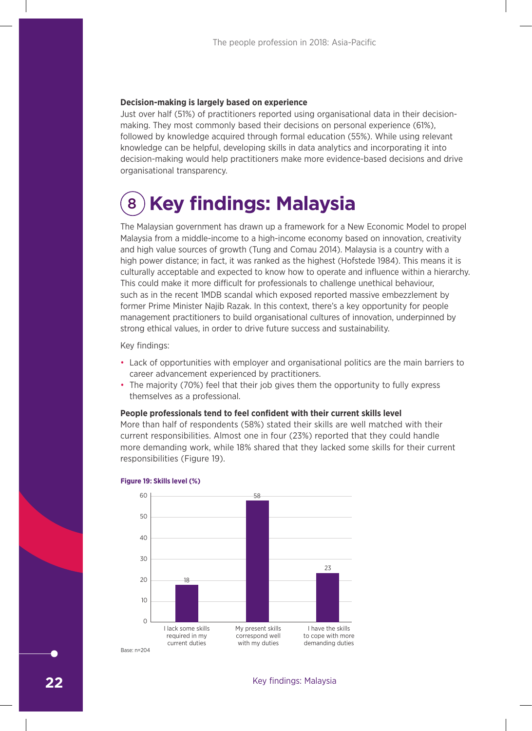### Decision-making is largely based on experience

Just over half (51%) of practitioners reported using organisational data in their decision-making. They most commonly based their decisions on personal experience (61%), followed by knowledge acquired through formal education (55%). While using relevant knowledge can be helpful, developing skills in data analytics and incorporating it into decision-making would help practitioners make more evidence-based decisions and drive organisational transparency.

# 8 Key findings: Malaysia

The Malaysian government has drawn up a framework for a New Economic Model to propel Malaysia from a middle-income to a high-income economy based on innovation, creativity and high value sources of growth (Tung and Comau 2014). Malaysia is a country with a high power distance; in fact, it was ranked as the highest (Hofstede 1984). This means it is culturally acceptable and expected to know how to operate and influence within a hierarchy. This could make it more difficult for professionals to challenge unethical behaviour, such as in the recent 1MDB scandal which exposed reported massive embezzlement by former Prime Minister Najib Razak. In this context, there's a key opportunity for people management practitioners to build organisational cultures of innovation, underpinned by strong ethical values, in order to drive future success and sustainability.

Key findings:

- Lack of opportunities with employer and organisational politics are the main barriers to career advancement experienced by practitioners.
- The majority (70%) feel that their job gives them the opportunity to fully express themselves as a professional.

### People professionals tend to feel confident with their current skills level

More than half of respondents (58%) stated their skills are well matched with their current responsibilities. Almost one in four (23%) reported that they could handle more demanding work, while 18% shared that they lacked some skills for their current responsibilities (Figure 19).

**Figure 19: Skills level (%)**

| Skills level | % |
|---|---|
| I lack some skills required in my current duties | 18 |
| My present skills correspond well with my duties | 58 |
| I have the skills to cope with more demanding duties | 23 |

Base: n=204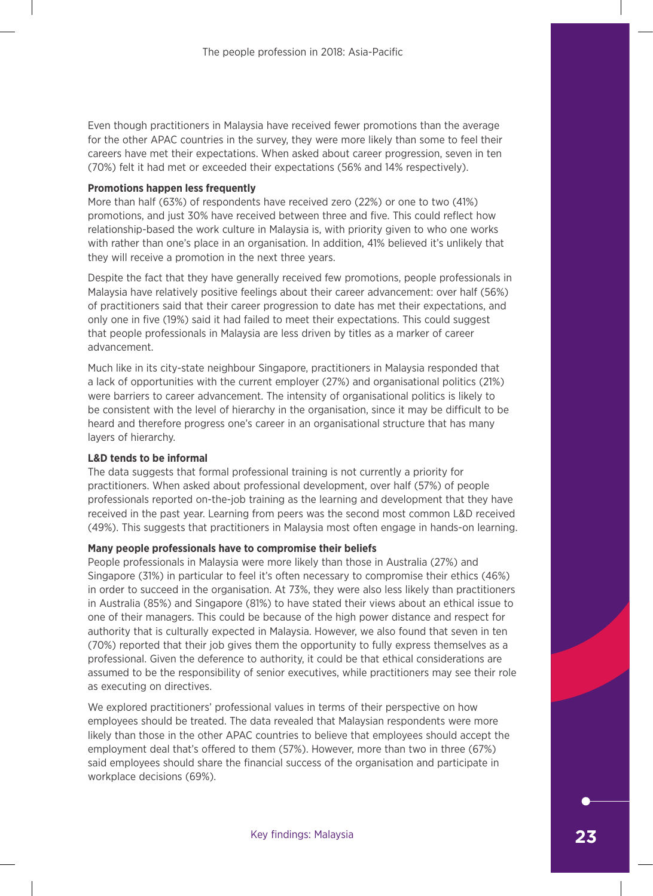Even though practitioners in Malaysia have received fewer promotions than the average for the other APAC countries in the survey, they were more likely than some to feel their careers have met their expectations. When asked about career progression, seven in ten (70%) felt it had met or exceeded their expectations (56% and 14% respectively).

**Promotions happen less frequently**

More than half (63%) of respondents have received zero (22%) or one to two (41%) promotions, and just 30% have received between three and five. This could reflect how relationship-based the work culture in Malaysia is, with priority given to who one works with rather than one's place in an organisation. In addition, 41% believed it's unlikely that they will receive a promotion in the next three years.

Despite the fact that they have generally received few promotions, people professionals in Malaysia have relatively positive feelings about their career advancement: over half (56%) of practitioners said that their career progression to date has met their expectations, and only one in five (19%) said it had failed to meet their expectations. This could suggest that people professionals in Malaysia are less driven by titles as a marker of career advancement.

Much like in its city-state neighbour Singapore, practitioners in Malaysia responded that a lack of opportunities with the current employer (27%) and organisational politics (21%) were barriers to career advancement. The intensity of organisational politics is likely to be consistent with the level of hierarchy in the organisation, since it may be difficult to be heard and therefore progress one's career in an organisational structure that has many layers of hierarchy.

**L&D tends to be informal**

The data suggests that formal professional training is not currently a priority for practitioners. When asked about professional development, over half (57%) of people professionals reported on-the-job training as the learning and development that they have received in the past year. Learning from peers was the second most common L&D received (49%). This suggests that practitioners in Malaysia most often engage in hands-on learning.

**Many people professionals have to compromise their beliefs**

People professionals in Malaysia were more likely than those in Australia (27%) and Singapore (31%) in particular to feel it's often necessary to compromise their ethics (46%) in order to succeed in the organisation. At 73%, they were also less likely than practitioners in Australia (85%) and Singapore (81%) to have stated their views about an ethical issue to one of their managers. This could be because of the high power distance and respect for authority that is culturally expected in Malaysia. However, we also found that seven in ten (70%) reported that their job gives them the opportunity to fully express themselves as a professional. Given the deference to authority, it could be that ethical considerations are assumed to be the responsibility of senior executives, while practitioners may see their role as executing on directives.

We explored practitioners' professional values in terms of their perspective on how employees should be treated. The data revealed that Malaysian respondents were more likely than those in the other APAC countries to believe that employees should accept the employment deal that's offered to them (57%). However, more than two in three (67%) said employees should share the financial success of the organisation and participate in workplace decisions (69%).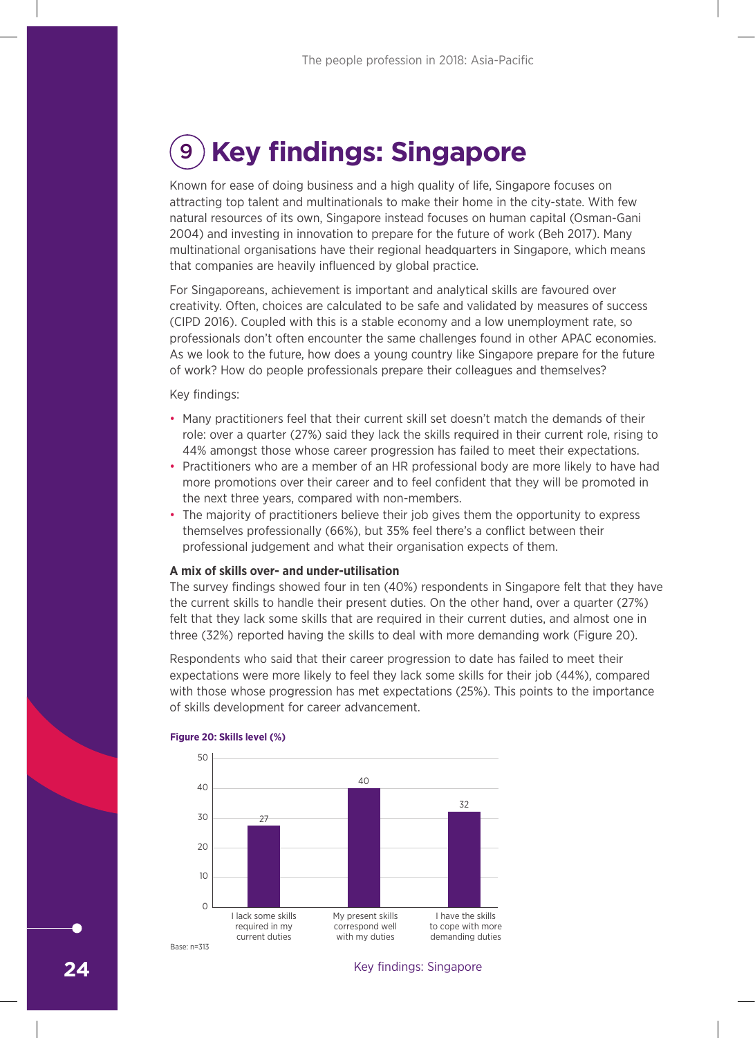# 9 Key findings: Singapore

Known for ease of doing business and a high quality of life, Singapore focuses on attracting top talent and multinationals to make their home in the city-state. With few natural resources of its own, Singapore instead focuses on human capital (Osman-Gani 2004) and investing in innovation to prepare for the future of work (Beh 2017). Many multinational organisations have their regional headquarters in Singapore, which means that companies are heavily influenced by global practice.

For Singaporeans, achievement is important and analytical skills are favoured over creativity. Often, choices are calculated to be safe and validated by measures of success (CIPD 2016). Coupled with this is a stable economy and a low unemployment rate, so professionals don't often encounter the same challenges found in other APAC economies. As we look to the future, how does a young country like Singapore prepare for the future of work? How do people professionals prepare their colleagues and themselves?

Key findings:

- Many practitioners feel that their current skill set doesn't match the demands of their role: over a quarter (27%) said they lack the skills required in their current role, rising to 44% amongst those whose career progression has failed to meet their expectations.
- Practitioners who are a member of an HR professional body are more likely to have had more promotions over their career and to feel confident that they will be promoted in the next three years, compared with non-members.
- The majority of practitioners believe their job gives them the opportunity to express themselves professionally (66%), but 35% feel there's a conflict between their professional judgement and what their organisation expects of them.

**A mix of skills over- and under-utilisation**

The survey findings showed four in ten (40%) respondents in Singapore felt that they have the current skills to handle their present duties. On the other hand, over a quarter (27%) felt that they lack some skills that are required in their current duties, and almost one in three (32%) reported having the skills to deal with more demanding work (Figure 20).

Respondents who said that their career progression to date has failed to meet their expectations were more likely to feel they lack some skills for their job (44%), compared with those whose progression has met expectations (25%). This points to the importance of skills development for career advancement.

**Figure 20: Skills level (%)**

| | % |
|---|---|
| I lack some skills required in my current duties | 27 |
| My present skills correspond well with my duties | 40 |
| I have the skills to cope with more demanding duties | 32 |

Base: n=313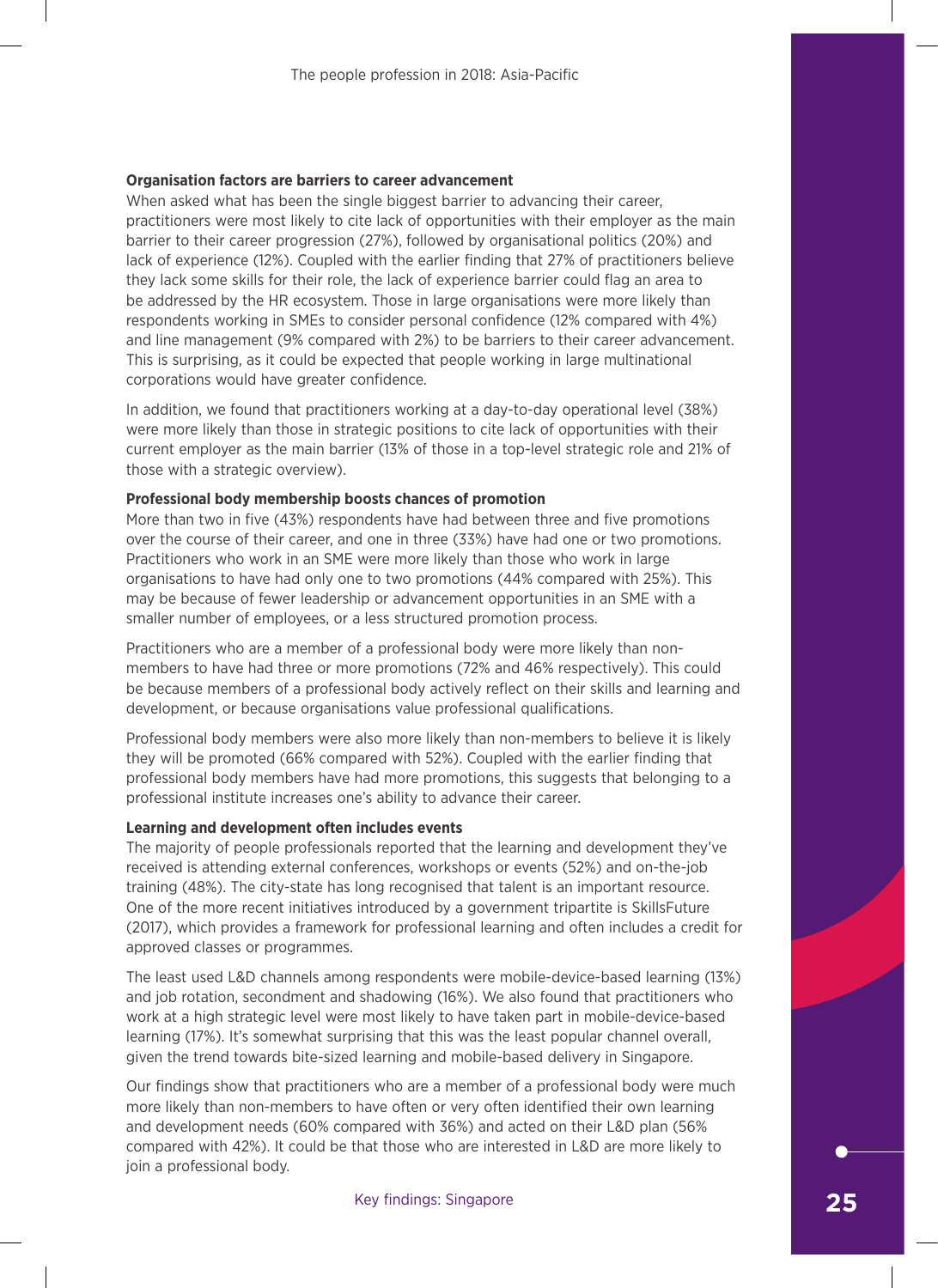**Organisation factors are barriers to career advancement**

When asked what has been the single biggest barrier to advancing their career, practitioners were most likely to cite lack of opportunities with their employer as the main barrier to their career progression (27%), followed by organisational politics (20%) and lack of experience (12%). Coupled with the earlier finding that 27% of practitioners believe they lack some skills for their role, the lack of experience barrier could flag an area to be addressed by the HR ecosystem. Those in large organisations were more likely than respondents working in SMEs to consider personal confidence (12% compared with 4%) and line management (9% compared with 2%) to be barriers to their career advancement. This is surprising, as it could be expected that people working in large multinational corporations would have greater confidence.

In addition, we found that practitioners working at a day-to-day operational level (38%) were more likely than those in strategic positions to cite lack of opportunities with their current employer as the main barrier (13% of those in a top-level strategic role and 21% of those with a strategic overview).

**Professional body membership boosts chances of promotion**

More than two in five (43%) respondents have had between three and five promotions over the course of their career, and one in three (33%) have had one or two promotions. Practitioners who work in an SME were more likely than those who work in large organisations to have had only one to two promotions (44% compared with 25%). This may be because of fewer leadership or advancement opportunities in an SME with a smaller number of employees, or a less structured promotion process.

Practitioners who are a member of a professional body were more likely than non-members to have had three or more promotions (72% and 46% respectively). This could be because members of a professional body actively reflect on their skills and learning and development, or because organisations value professional qualifications.

Professional body members were also more likely than non-members to believe it is likely they will be promoted (66% compared with 52%). Coupled with the earlier finding that professional body members have had more promotions, this suggests that belonging to a professional institute increases one's ability to advance their career.

**Learning and development often includes events**

The majority of people professionals reported that the learning and development they've received is attending external conferences, workshops or events (52%) and on-the-job training (48%). The city-state has long recognised that talent is an important resource. One of the more recent initiatives introduced by a government tripartite is SkillsFuture (2017), which provides a framework for professional learning and often includes a credit for approved classes or programmes.

The least used L&D channels among respondents were mobile-device-based learning (13%) and job rotation, secondment and shadowing (16%). We also found that practitioners who work at a high strategic level were most likely to have taken part in mobile-device-based learning (17%). It's somewhat surprising that this was the least popular channel overall, given the trend towards bite-sized learning and mobile-based delivery in Singapore.

Our findings show that practitioners who are a member of a professional body were much more likely than non-members to have often or very often identified their own learning and development needs (60% compared with 36%) and acted on their L&D plan (56% compared with 42%). It could be that those who are interested in L&D are more likely to join a professional body.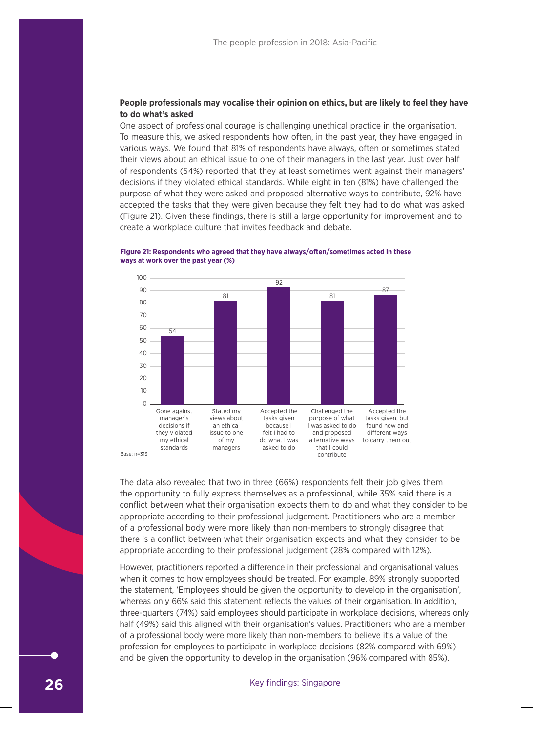**People professionals may vocalise their opinion on ethics, but are likely to feel they have to do what's asked**

One aspect of professional courage is challenging unethical practice in the organisation. To measure this, we asked respondents how often, in the past year, they have engaged in various ways. We found that 81% of respondents have always, often or sometimes stated their views about an ethical issue to one of their managers in the last year. Just over half of respondents (54%) reported that they at least sometimes went against their managers' decisions if they violated ethical standards. While eight in ten (81%) have challenged the purpose of what they were asked and proposed alternative ways to contribute, 92% have accepted the tasks that they were given because they felt they had to do what was asked (Figure 21). Given these findings, there is still a large opportunity for improvement and to create a workplace culture that invites feedback and debate.

**Figure 21: Respondents who agreed that they have always/often/sometimes acted in these ways at work over the past year (%)**

| Action | % |
| --- | --- |
| Gone against manager's decisions if they violated my ethical standards | 54 |
| Stated my views about an ethical issue to one of my managers | 81 |
| Accepted the tasks given because I felt I had to do what I was asked to do | 92 |
| Challenged the purpose of what I was asked to do and proposed alternative ways that I could contribute | 81 |
| Accepted the tasks given, but found new and different ways to carry them out | 87 |

Base: n=313

The data also revealed that two in three (66%) respondents felt their job gives them the opportunity to fully express themselves as a professional, while 35% said there is a conflict between what their organisation expects them to do and what they consider to be appropriate according to their professional judgement. Practitioners who are a member of a professional body were more likely than non-members to strongly disagree that there is a conflict between what their organisation expects and what they consider to be appropriate according to their professional judgement (28% compared with 12%).

However, practitioners reported a difference in their professional and organisational values when it comes to how employees should be treated. For example, 89% strongly supported the statement, 'Employees should be given the opportunity to develop in the organisation', whereas only 66% said this statement reflects the values of their organisation. In addition, three-quarters (74%) said employees should participate in workplace decisions, whereas only half (49%) said this aligned with their organisation's values. Practitioners who are a member of a professional body were more likely than non-members to believe it's a value of the profession for employees to participate in workplace decisions (82% compared with 69%) and be given the opportunity to develop in the organisation (96% compared with 85%).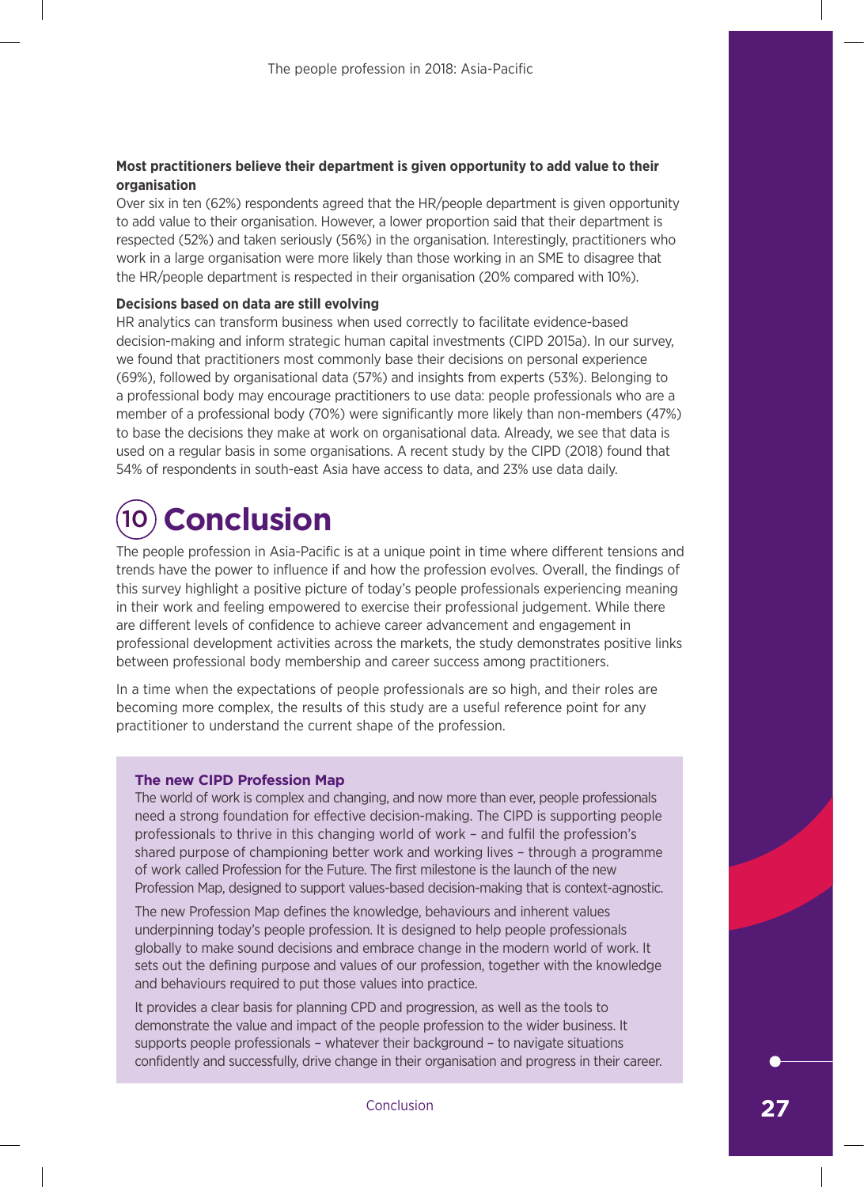**Most practitioners believe their department is given opportunity to add value to their organisation**

Over six in ten (62%) respondents agreed that the HR/people department is given opportunity to add value to their organisation. However, a lower proportion said that their department is respected (52%) and taken seriously (56%) in the organisation. Interestingly, practitioners who work in a large organisation were more likely than those working in an SME to disagree that the HR/people department is respected in their organisation (20% compared with 10%).

**Decisions based on data are still evolving**

HR analytics can transform business when used correctly to facilitate evidence-based decision-making and inform strategic human capital investments (CIPD 2015a). In our survey, we found that practitioners most commonly base their decisions on personal experience (69%), followed by organisational data (57%) and insights from experts (53%). Belonging to a professional body may encourage practitioners to use data: people professionals who are a member of a professional body (70%) were significantly more likely than non-members (47%) to base the decisions they make at work on organisational data. Already, we see that data is used on a regular basis in some organisations. A recent study by the CIPD (2018) found that 54% of respondents in south-east Asia have access to data, and 23% use data daily.

# 10 Conclusion

The people profession in Asia-Pacific is at a unique point in time where different tensions and trends have the power to influence if and how the profession evolves. Overall, the findings of this survey highlight a positive picture of today's people professionals experiencing meaning in their work and feeling empowered to exercise their professional judgement. While there are different levels of confidence to achieve career advancement and engagement in professional development activities across the markets, the study demonstrates positive links between professional body membership and career success among practitioners.

In a time when the expectations of people professionals are so high, and their roles are becoming more complex, the results of this study are a useful reference point for any practitioner to understand the current shape of the profession.

**The new CIPD Profession Map**

The world of work is complex and changing, and now more than ever, people professionals need a strong foundation for effective decision-making. The CIPD is supporting people professionals to thrive in this changing world of work – and fulfil the profession's shared purpose of championing better work and working lives – through a programme of work called Profession for the Future. The first milestone is the launch of the new Profession Map, designed to support values-based decision-making that is context-agnostic.

The new Profession Map defines the knowledge, behaviours and inherent values underpinning today's people profession. It is designed to help people professionals globally to make sound decisions and embrace change in the modern world of work. It sets out the defining purpose and values of our profession, together with the knowledge and behaviours required to put those values into practice.

It provides a clear basis for planning CPD and progression, as well as the tools to demonstrate the value and impact of the people profession to the wider business. It supports people professionals – whatever their background – to navigate situations confidently and successfully, drive change in their organisation and progress in their career.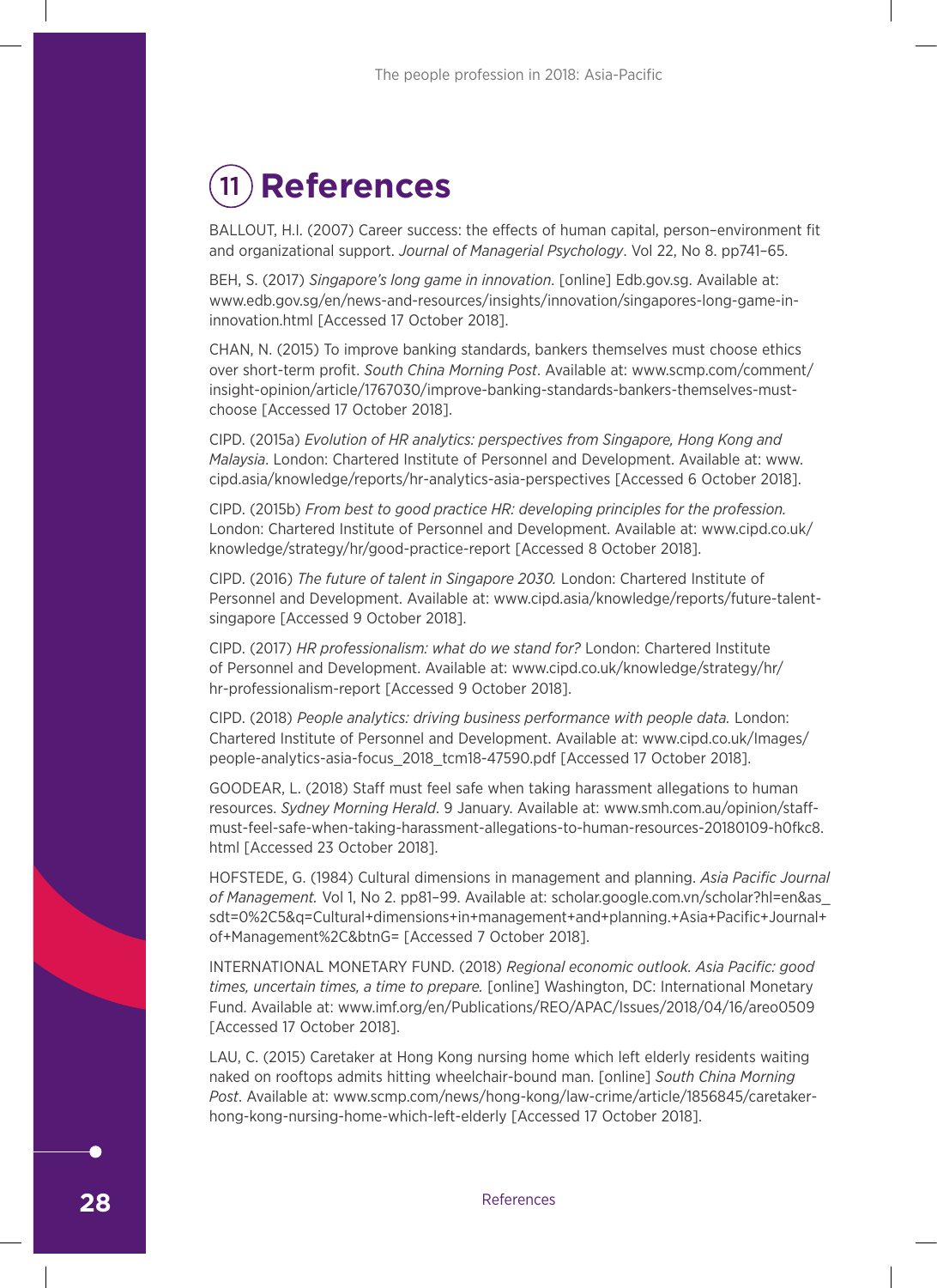# 11 References

BALLOUT, H.I. (2007) Career success: the effects of human capital, person–environment fit and organizational support. *Journal of Managerial Psychology*. Vol 22, No 8. pp741–65.

BEH, S. (2017) *Singapore's long game in innovation*. [online] Edb.gov.sg. Available at: www.edb.gov.sg/en/news-and-resources/insights/innovation/singapores-long-game-in-innovation.html [Accessed 17 October 2018].

CHAN, N. (2015) To improve banking standards, bankers themselves must choose ethics over short-term profit. *South China Morning Post*. Available at: www.scmp.com/comment/insight-opinion/article/1767030/improve-banking-standards-bankers-themselves-must-choose [Accessed 17 October 2018].

CIPD. (2015a) *Evolution of HR analytics: perspectives from Singapore, Hong Kong and Malaysia*. London: Chartered Institute of Personnel and Development. Available at: www.cipd.asia/knowledge/reports/hr-analytics-asia-perspectives [Accessed 6 October 2018].

CIPD. (2015b) *From best to good practice HR: developing principles for the profession.* London: Chartered Institute of Personnel and Development. Available at: www.cipd.co.uk/knowledge/strategy/hr/good-practice-report [Accessed 8 October 2018].

CIPD. (2016) *The future of talent in Singapore 2030.* London: Chartered Institute of Personnel and Development. Available at: www.cipd.asia/knowledge/reports/future-talent-singapore [Accessed 9 October 2018].

CIPD. (2017) *HR professionalism: what do we stand for?* London: Chartered Institute of Personnel and Development. Available at: www.cipd.co.uk/knowledge/strategy/hr/hr-professionalism-report [Accessed 9 October 2018].

CIPD. (2018) *People analytics: driving business performance with people data.* London: Chartered Institute of Personnel and Development. Available at: www.cipd.co.uk/Images/people-analytics-asia-focus_2018_tcm18-47590.pdf [Accessed 17 October 2018].

GOODEAR, L. (2018) Staff must feel safe when taking harassment allegations to human resources. *Sydney Morning Herald*. 9 January. Available at: www.smh.com.au/opinion/staff-must-feel-safe-when-taking-harassment-allegations-to-human-resources-20180109-h0fkc8.html [Accessed 23 October 2018].

HOFSTEDE, G. (1984) Cultural dimensions in management and planning. *Asia Pacific Journal of Management.* Vol 1, No 2. pp81–99. Available at: scholar.google.com.vn/scholar?hl=en&as_sdt=0%2C5&q=Cultural+dimensions+in+management+and+planning.+Asia+Pacific+Journal+of+Management%2C&btnG= [Accessed 7 October 2018].

INTERNATIONAL MONETARY FUND. (2018) *Regional economic outlook. Asia Pacific: good times, uncertain times, a time to prepare.* [online] Washington, DC: International Monetary Fund. Available at: www.imf.org/en/Publications/REO/APAC/Issues/2018/04/16/areo0509 [Accessed 17 October 2018].

LAU, C. (2015) Caretaker at Hong Kong nursing home which left elderly residents waiting naked on rooftops admits hitting wheelchair-bound man. [online] *South China Morning Post*. Available at: www.scmp.com/news/hong-kong/law-crime/article/1856845/caretaker-hong-kong-nursing-home-which-left-elderly [Accessed 17 October 2018].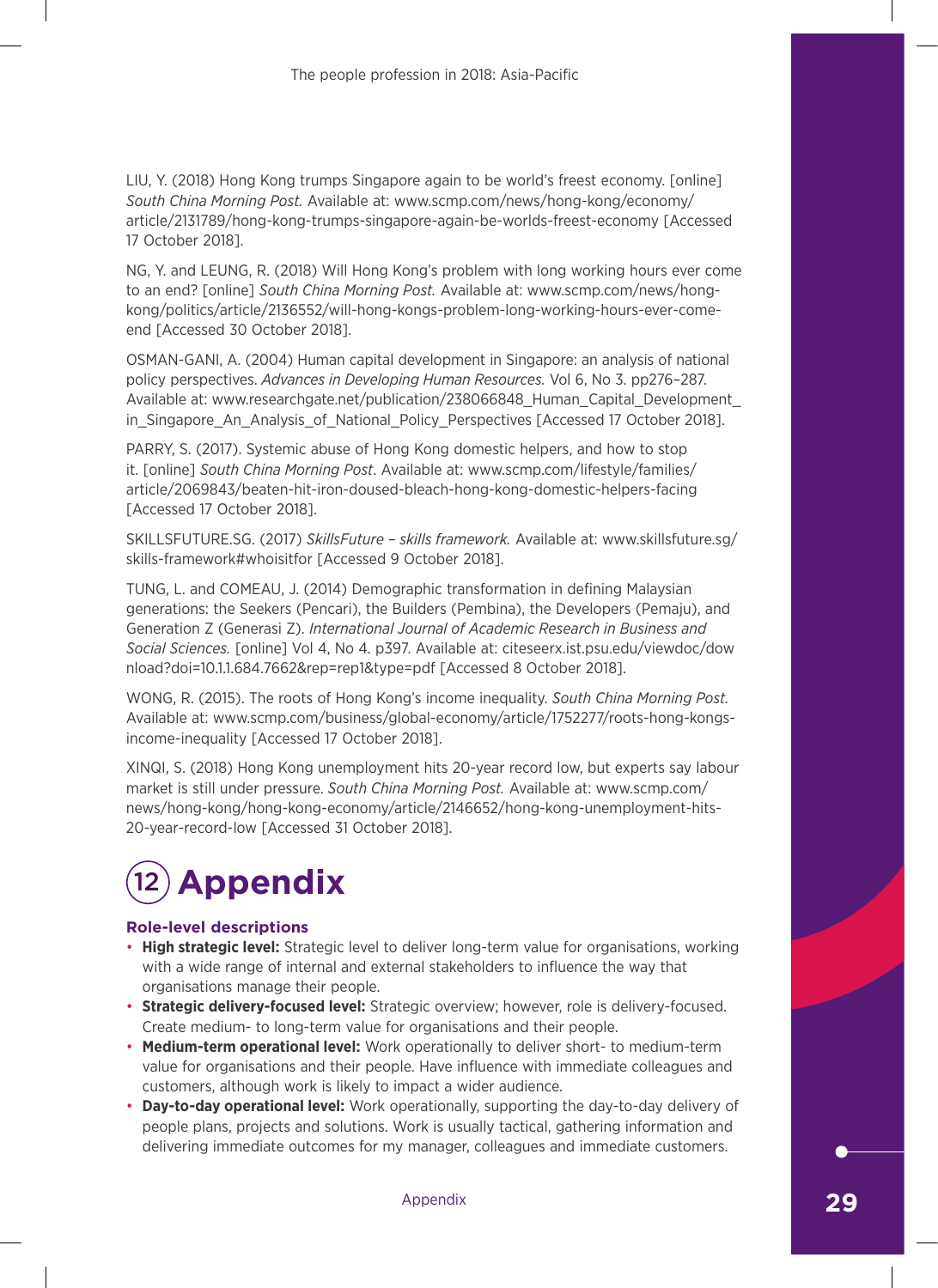LIU, Y. (2018) Hong Kong trumps Singapore again to be world's freest economy. [online] *South China Morning Post.* Available at: www.scmp.com/news/hong-kong/economy/article/2131789/hong-kong-trumps-singapore-again-be-worlds-freest-economy [Accessed 17 October 2018].

NG, Y. and LEUNG, R. (2018) Will Hong Kong's problem with long working hours ever come to an end? [online] *South China Morning Post.* Available at: www.scmp.com/news/hong-kong/politics/article/2136552/will-hong-kongs-problem-long-working-hours-ever-come-end [Accessed 30 October 2018].

OSMAN-GANI, A. (2004) Human capital development in Singapore: an analysis of national policy perspectives. *Advances in Developing Human Resources.* Vol 6, No 3. pp276–287. Available at: www.researchgate.net/publication/238066848_Human_Capital_Development_in_Singapore_An_Analysis_of_National_Policy_Perspectives [Accessed 17 October 2018].

PARRY, S. (2017). Systemic abuse of Hong Kong domestic helpers, and how to stop it. [online] *South China Morning Post.* Available at: www.scmp.com/lifestyle/families/article/2069843/beaten-hit-iron-doused-bleach-hong-kong-domestic-helpers-facing [Accessed 17 October 2018].

SKILLSFUTURE.SG. (2017) *SkillsFuture – skills framework.* Available at: www.skillsfuture.sg/skills-framework#whoisitfor [Accessed 9 October 2018].

TUNG, L. and COMEAU, J. (2014) Demographic transformation in defining Malaysian generations: the Seekers (Pencari), the Builders (Pembina), the Developers (Pemaju), and Generation Z (Generasi Z). *International Journal of Academic Research in Business and Social Sciences.* [online] Vol 4, No 4. p397. Available at: citeseerx.ist.psu.edu/viewdoc/download?doi=10.1.1.684.7662&rep=rep1&type=pdf [Accessed 8 October 2018].

WONG, R. (2015). The roots of Hong Kong's income inequality. *South China Morning Post.* Available at: www.scmp.com/business/global-economy/article/1752277/roots-hong-kongs-income-inequality [Accessed 17 October 2018].

XINQI, S. (2018) Hong Kong unemployment hits 20-year record low, but experts say labour market is still under pressure. *South China Morning Post.* Available at: www.scmp.com/news/hong-kong/hong-kong-economy/article/2146652/hong-kong-unemployment-hits-20-year-record-low [Accessed 31 October 2018].

# 12 Appendix

### Role-level descriptions

- **High strategic level:** Strategic level to deliver long-term value for organisations, working with a wide range of internal and external stakeholders to influence the way that organisations manage their people.
- **Strategic delivery-focused level:** Strategic overview; however, role is delivery-focused. Create medium- to long-term value for organisations and their people.
- **Medium-term operational level:** Work operationally to deliver short- to medium-term value for organisations and their people. Have influence with immediate colleagues and customers, although work is likely to impact a wider audience.
- **Day-to-day operational level:** Work operationally, supporting the day-to-day delivery of people plans, projects and solutions. Work is usually tactical, gathering information and delivering immediate outcomes for my manager, colleagues and immediate customers.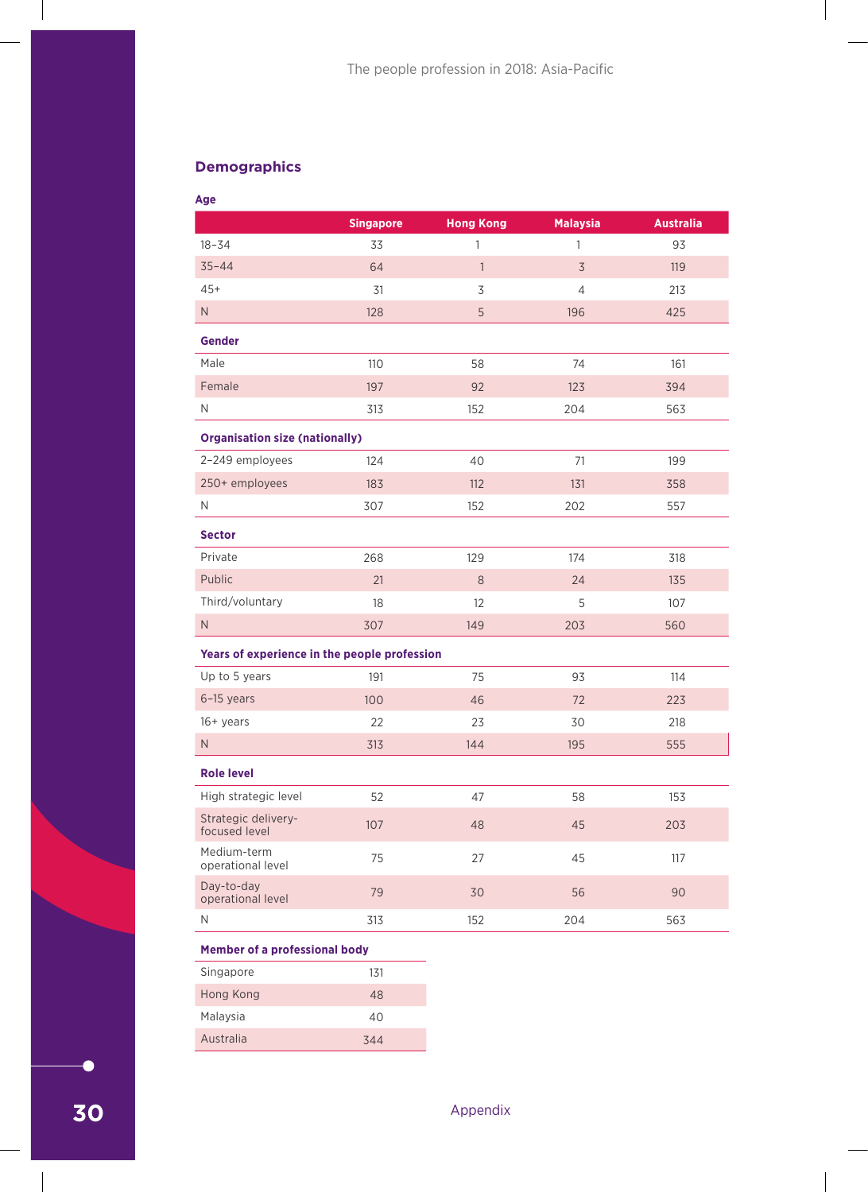## Demographics

### Age

| | Singapore | Hong Kong | Malaysia | Australia |
|---|---|---|---|---|
| 18–34 | 33 | 1 | 1 | 93 |
| 35–44 | 64 | 1 | 3 | 119 |
| 45+ | 31 | 3 | 4 | 213 |
| N | 128 | 5 | 196 | 425 |
| **Gender** | | | | |
| Male | 110 | 58 | 74 | 161 |
| Female | 197 | 92 | 123 | 394 |
| N | 313 | 152 | 204 | 563 |
| **Organisation size (nationally)** | | | | |
| 2–249 employees | 124 | 40 | 71 | 199 |
| 250+ employees | 183 | 112 | 131 | 358 |
| N | 307 | 152 | 202 | 557 |
| **Sector** | | | | |
| Private | 268 | 129 | 174 | 318 |
| Public | 21 | 8 | 24 | 135 |
| Third/voluntary | 18 | 12 | 5 | 107 |
| N | 307 | 149 | 203 | 560 |
| **Years of experience in the people profession** | | | | |
| Up to 5 years | 191 | 75 | 93 | 114 |
| 6–15 years | 100 | 46 | 72 | 223 |
| 16+ years | 22 | 23 | 30 | 218 |
| N | 313 | 144 | 195 | 555 |
| **Role level** | | | | |
| High strategic level | 52 | 47 | 58 | 153 |
| Strategic delivery-focused level | 107 | 48 | 45 | 203 |
| Medium-term operational level | 75 | 27 | 45 | 117 |
| Day-to-day operational level | 79 | 30 | 56 | 90 |
| N | 313 | 152 | 204 | 563 |

### Member of a professional body

| | |
|---|---|
| Singapore | 131 |
| Hong Kong | 48 |
| Malaysia | 40 |
| Australia | 344 |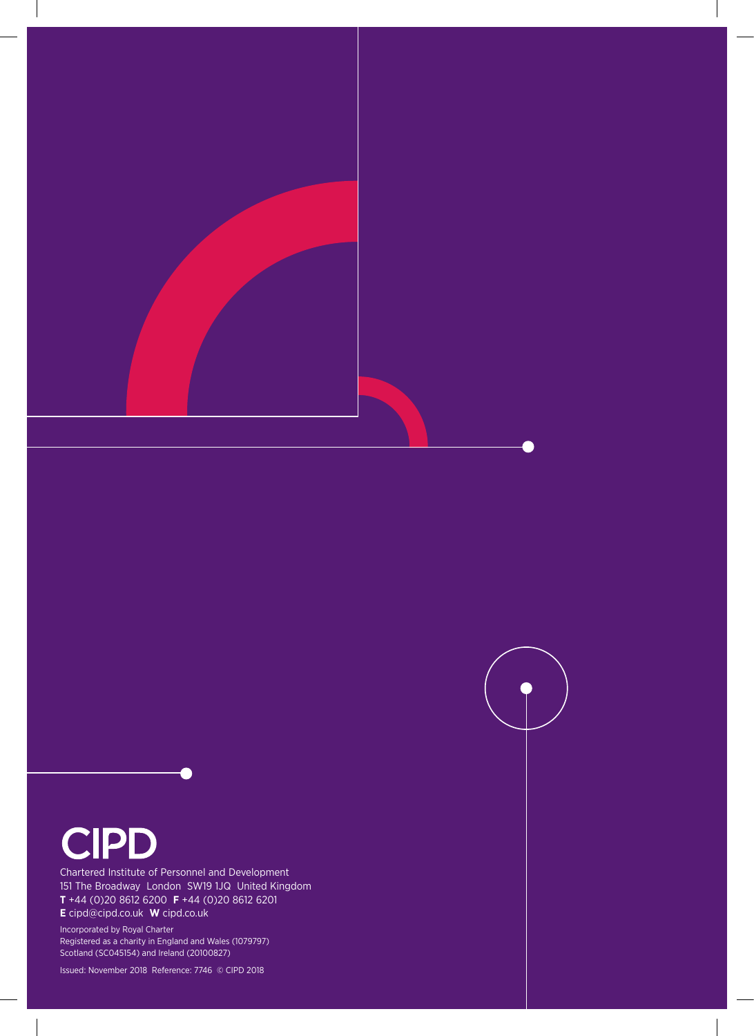CIPD

Chartered Institute of Personnel and Development
151 The Broadway London SW19 1JQ United Kingdom
**T** +44 (0)20 8612 6200 **F** +44 (0)20 8612 6201
**E** cipd@cipd.co.uk **W** cipd.co.uk

Incorporated by Royal Charter
Registered as a charity in England and Wales (1079797)
Scotland (SC045154) and Ireland (20100827)

Issued: November 2018 Reference: 7746 © CIPD 2018